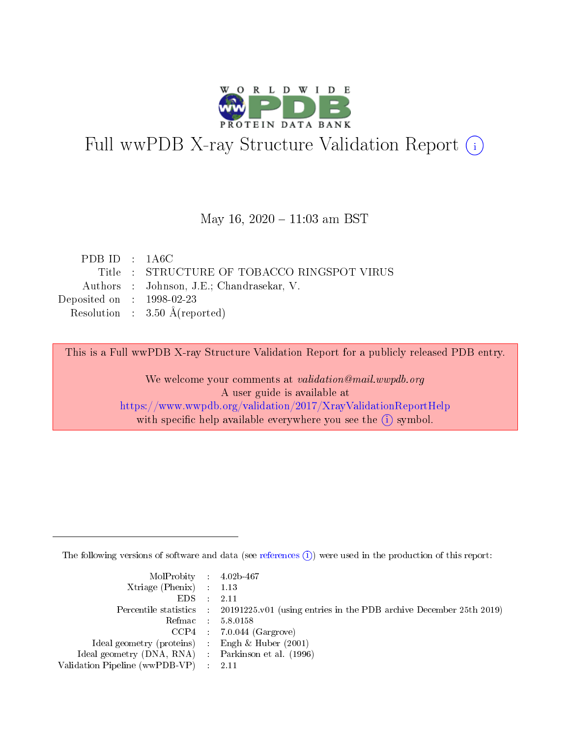# Full wwPDB X-ray Structure Validation Report (i)

May 16, 2020 – 11:03 am BST

| | | |
|---|---|---|
| PDB ID | : | 1A6C |
| Title | : | STRUCTURE OF TOBACCO RINGSPOT VIRUS |
| Authors | : | Johnson, J.E.; Chandrasekar, V. |
| Deposited on | : | 1998-02-23 |
| Resolution | : | 3.50 Å(reported) |

This is a Full wwPDB X-ray Structure Validation Report for a publicly released PDB entry.

We welcome your comments at *validation@mail.wwpdb.org*
A user guide is available at
https://www.wwpdb.org/validation/2017/XrayValidationReportHelp
with specific help available everywhere you see the (i) symbol.

---

The following versions of software and data (see references (i)) were used in the production of this report:

| | | |
|---|---|---|
| MolProbity | : | 4.02b-467 |
| Xtriage (Phenix) | : | 1.13 |
| EDS | : | 2.11 |
| Percentile statistics | : | 20191225.v01 (using entries in the PDB archive December 25th 2019) |
| Refmac | : | 5.8.0158 |
| CCP4 | : | 7.0.044 (Gargrove) |
| Ideal geometry (proteins) | : | Engh & Huber (2001) |
| Ideal geometry (DNA, RNA) | : | Parkinson et al. (1996) |
| Validation Pipeline (wwPDB-VP) | : | 2.11 |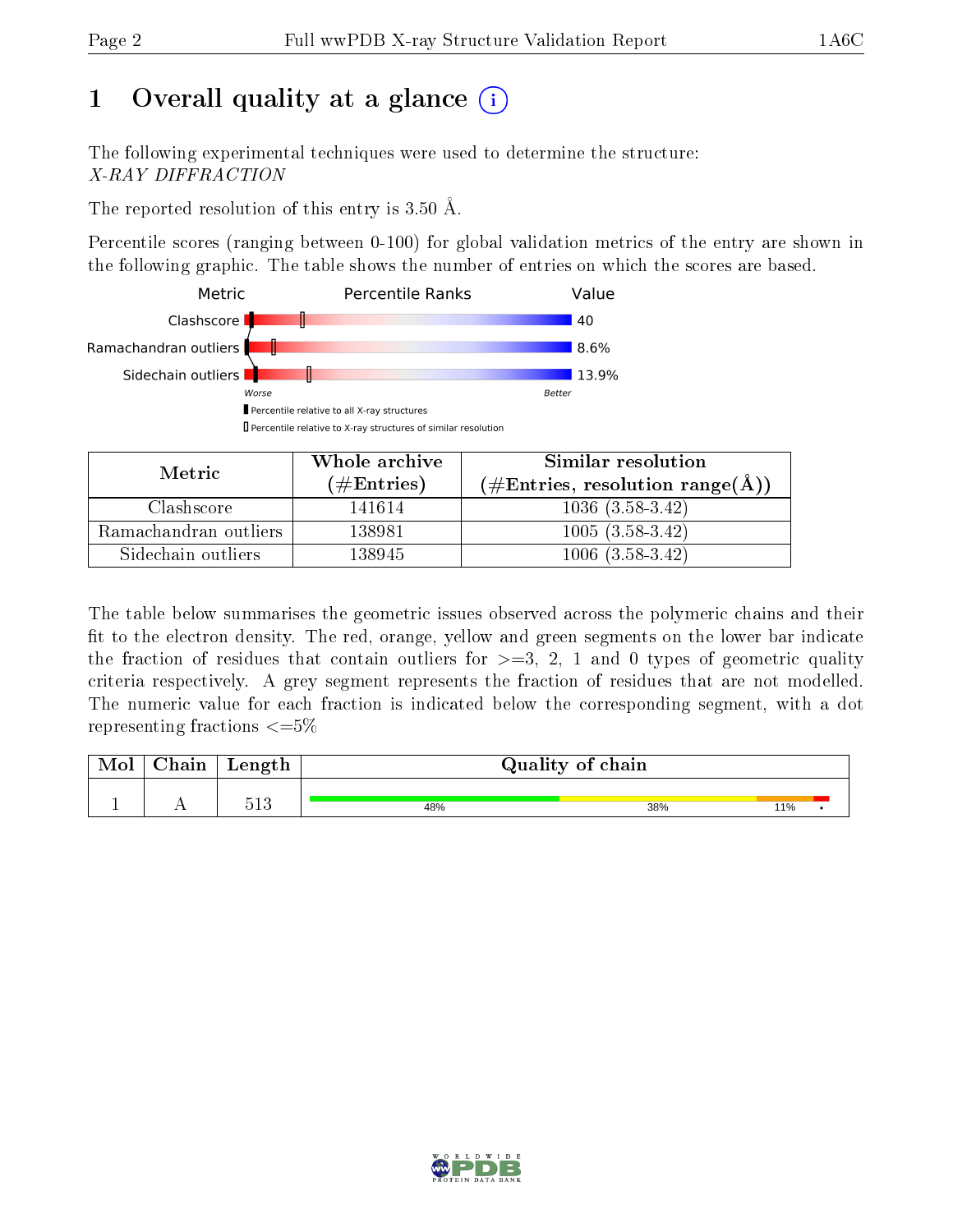# 1 Overall quality at a glance

The following experimental techniques were used to determine the structure:
*X-RAY DIFFRACTION*

The reported resolution of this entry is 3.50 Å.

Percentile scores (ranging between 0-100) for global validation metrics of the entry are shown in the following graphic. The table shows the number of entries on which the scores are based.

| Metric | Value |
|---|---|
| Clashscore | 40 |
| Ramachandran outliers | 8.6% |
| Sidechain outliers | 13.9% |

Worse — Better

▮ Percentile relative to all X-ray structures
▯ Percentile relative to X-ray structures of similar resolution

| Metric | Whole archive (#Entries) | Similar resolution (#Entries, resolution range(Å)) |
|---|---|---|
| Clashscore | 141614 | 1036 (3.58-3.42) |
| Ramachandran outliers | 138981 | 1005 (3.58-3.42) |
| Sidechain outliers | 138945 | 1006 (3.58-3.42) |

The table below summarises the geometric issues observed across the polymeric chains and their fit to the electron density. The red, orange, yellow and green segments on the lower bar indicate the fraction of residues that contain outliers for >=3, 2, 1 and 0 types of geometric quality criteria respectively. A grey segment represents the fraction of residues that are not modelled. The numeric value for each fraction is indicated below the corresponding segment, with a dot representing fractions <=5%

| Mol | Chain | Length | Quality of chain |
|---|---|---|---|
| 1 | A | 513 | 48% · 38% · 11% · • |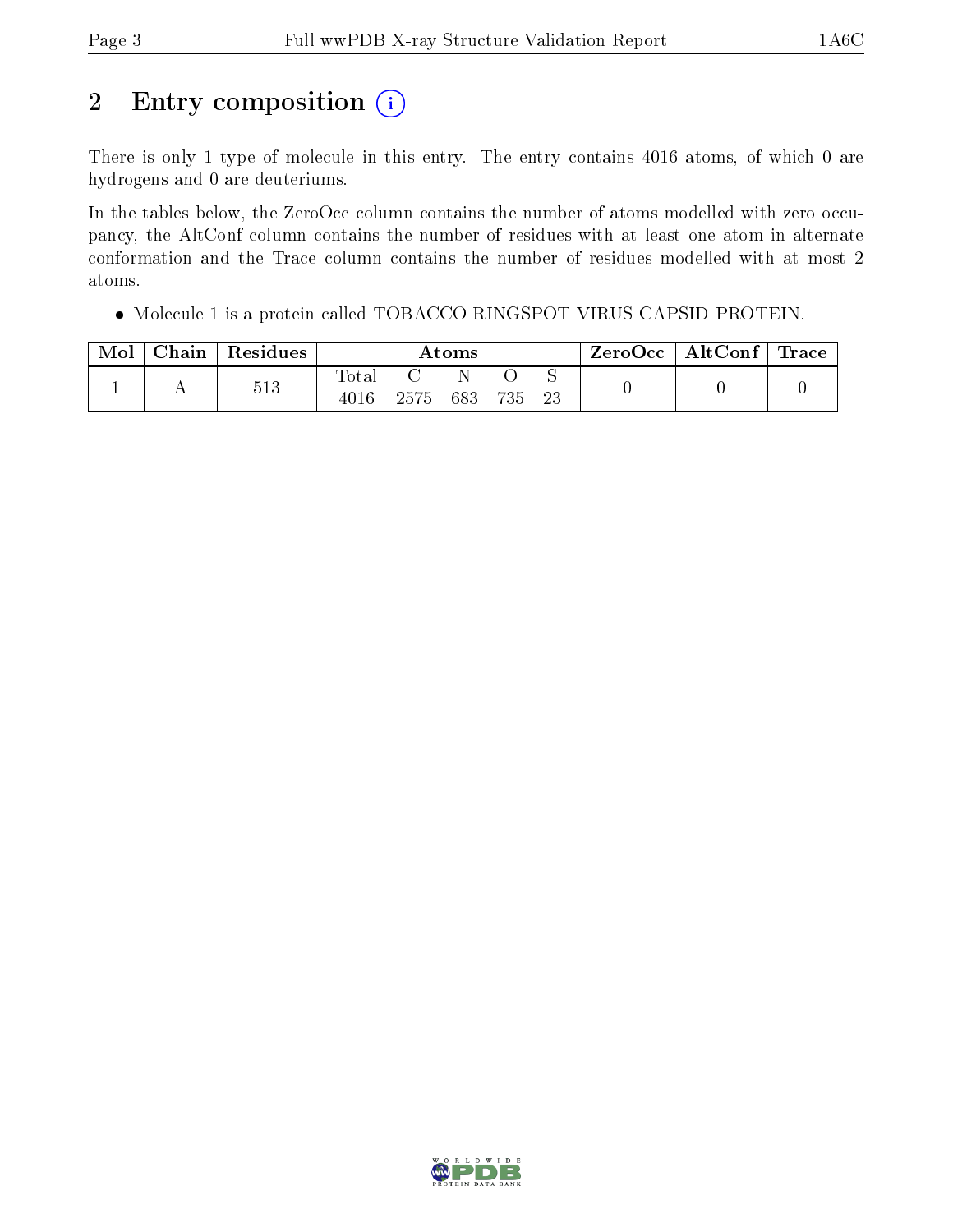## 2 Entry composition (i)

There is only 1 type of molecule in this entry. The entry contains 4016 atoms, of which 0 are hydrogens and 0 are deuteriums.

In the tables below, the ZeroOcc column contains the number of atoms modelled with zero occupancy, the AltConf column contains the number of residues with at least one atom in alternate conformation and the Trace column contains the number of residues modelled with at most 2 atoms.

- Molecule 1 is a protein called TOBACCO RINGSPOT VIRUS CAPSID PROTEIN.

| Mol | Chain | Residues | Atoms | | | | | ZeroOcc | AltConf | Trace |
|---|---|---|---|---|---|---|---|---|---|---|
| | | | Total | C | N | O | S | | | |
| 1 | A | 513 | 4016 | 2575 | 683 | 735 | 23 | 0 | 0 | 0 |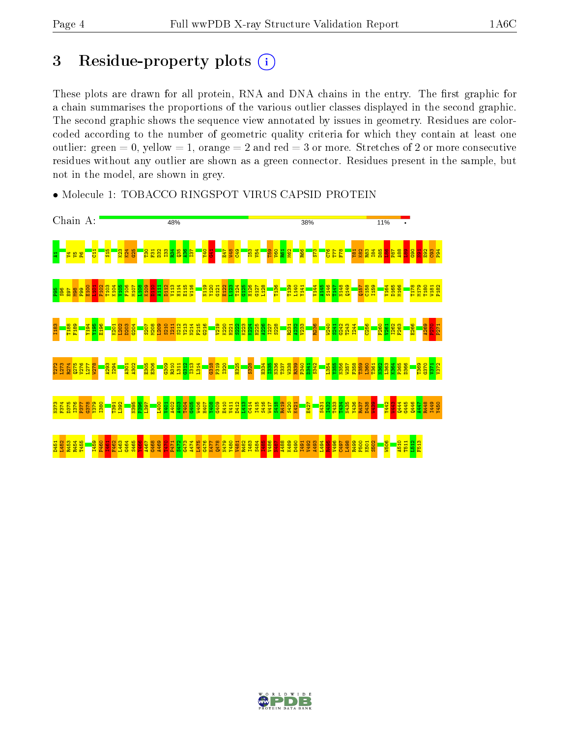# 3 Residue-property plots

These plots are drawn for all protein, RNA and DNA chains in the entry. The first graphic for a chain summarises the proportions of the various outlier classes displayed in the second graphic. The second graphic shows the sequence view annotated by issues in geometry. Residues are color-coded according to the number of geometric quality criteria for which they contain at least one outlier: green = 0, yellow = 1, orange = 2 and red = 3 or more. Stretches of 2 or more consecutive residues without any outlier are shown as a green connector. Residues present in the sample, but not in the model, are shown in grey.

- Molecule 1: TOBACCO RINGSPOT VIRUS CAPSID PROTEIN

Chain A: 48% 38% 11% •

A1 V4 V5 P6 C11 S15 K23 K24 G25 T30 F31 D32 I33 R34 Q35 A36 I37 Y40 G41 E47 W48 C49 I53 V54 T59 V60 R61 M62 R66 S73 C76 T77 F78 Y81 K82 R83 I84 D85 L86 P87 A88 L89 G90 S91 E92 C93 P94

P95 S96 E97 N98 F99 E100 I101 P102 T103 K104 V105 F106 M107 L108 K109 S110 A111 D112 V113 H114 E115 W116 N119 Y120 G121 E122 L123 T124 G125 H126 G127 L128 T136 T139 L140 V141 V144 A145 S146 T147 N148 Q149 Q157 C158 I159 V164 D165 M166 T178 M179 T180 W181 P182

I183 T188 F189 Y194 Y195 E196 K201 L202 D203 G204 S207 M208 L209 S210 I211 S212 V213 N214 F215 G216 V219 K220 H221 S222 K223 K224 H225 A226 I227 S228 R231 A232 V233 R236 W240 S241 G242 T243 I244 C256 F260 V261 I262 F263 E266 A269 F270 P271

T272 L273 R274 Q275 V276 L277 W278 A293 I294 A301 A302 E305 E306 G309 R310 L311 G312 I313 L314 G318 P319 I320 H325 S328 H334 I335 N336 T337 W338 R339 P340 D341 S342 L354 Y355 N356 W357 F358 T359 L360 T361 N362 L363 K364 P365 D366 T369 G370 V371 V372

N373 F374 D375 I376 P377 G378 Y379 I380 T391 L392 N395 P396 L397 L400 Y401 I402 A403 T404 G405 W406 H407 G408 G409 E410 V411 D412 L413 C414 I415 S416 W417 S418 R419 S420 K421 E427 S431 I432 T433 T434 N435 Y436 R437 D438 V439 Y442 Q443 Q444 G445 Q446 A447 R448 I449 V450

D451 L452 R453 R454 T455 I459 P460 I461 F462 L463 G464 S465 Y466 A467 G468 A469 D470 P471 S472 G473 A474 L475 G476 K477 Q478 N479 Y480 V481 R482 I483 S484 I485 V486 S487 A488 K489 D490 V491 V492 A493 L494 E495 V496 C497 L498 R499 P500 K501 S502 W506 A510 T511 L512 F513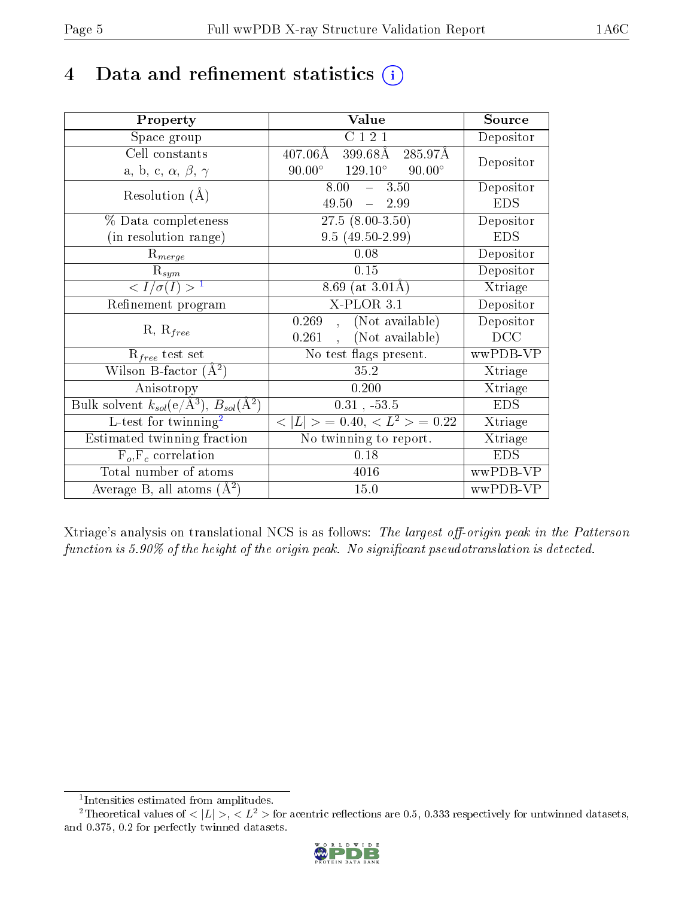# 4 Data and refinement statistics (i)

| Property | Value | Source |
|---|---|---|
| Space group | C 1 2 1 | Depositor |
| Cell constants<br>a, b, c, $\alpha$, $\beta$, $\gamma$ | 407.06Å 399.68Å 285.97Å<br>90.00° 129.10° 90.00° | Depositor |
| Resolution (Å) | 8.00 – 3.50<br>49.50 – 2.99 | Depositor<br>EDS |
| % Data completeness<br>(in resolution range) | 27.5 (8.00-3.50)<br>9.5 (49.50-2.99) | Depositor<br>EDS |
| $R_{merge}$ | 0.08 | Depositor |
| $R_{sym}$ | 0.15 | Depositor |
| $< I/\sigma(I) >$ [1] | 8.69 (at 3.01Å) | Xtriage |
| Refinement program | X-PLOR 3.1 | Depositor |
| R, $R_{free}$ | 0.269 , (Not available)<br>0.261 , (Not available) | Depositor<br>DCC |
| $R_{free}$ test set | No test flags present. | wwPDB-VP |
| Wilson B-factor (Å$^2$) | 35.2 | Xtriage |
| Anisotropy | 0.200 | Xtriage |
| Bulk solvent $k_{sol}$(e/Å$^3$), $B_{sol}$(Å$^2$) | 0.31 , -53.5 | EDS |
| L-test for twinning[2] | $< \|L\| >$ = 0.40, $< L^2 >$ = 0.22 | Xtriage |
| Estimated twinning fraction | No twinning to report. | Xtriage |
| $F_o$,$F_c$ correlation | 0.18 | EDS |
| Total number of atoms | 4016 | wwPDB-VP |
| Average B, all atoms (Å$^2$) | 15.0 | wwPDB-VP |

Xtriage's analysis on translational NCS is as follows: *The largest off-origin peak in the Patterson function is 5.90% of the height of the origin peak. No significant pseudotranslation is detected.*

[1] Intensities estimated from amplitudes.

[2] Theoretical values of $< |L| >$, $< L^2 >$ for acentric reflections are 0.5, 0.333 respectively for untwinned datasets, and 0.375, 0.2 for perfectly twinned datasets.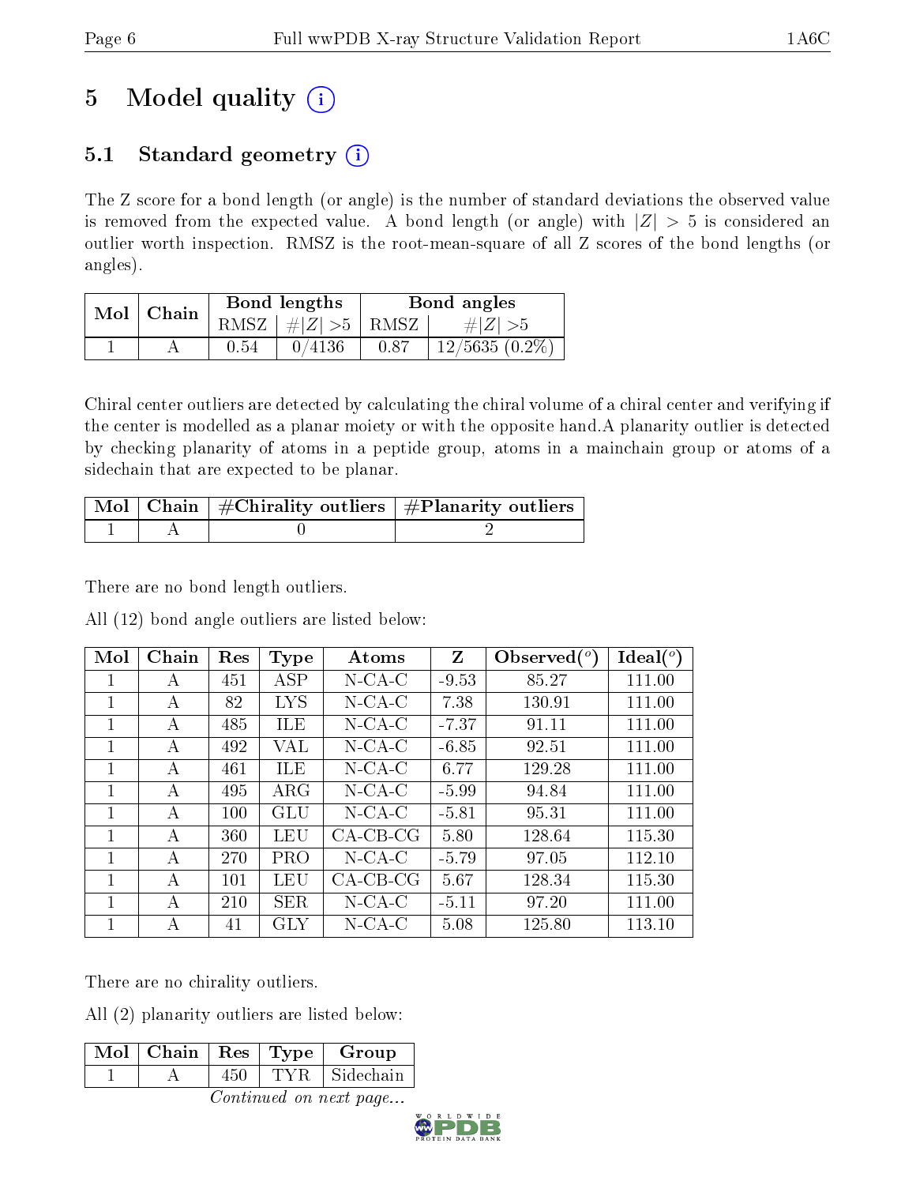# 5 Model quality (i)

## 5.1 Standard geometry (i)

The Z score for a bond length (or angle) is the number of standard deviations the observed value is removed from the expected value. A bond length (or angle) with $|Z| > 5$ is considered an outlier worth inspection. RMSZ is the root-mean-square of all Z scores of the bond lengths (or angles).

| Mol | Chain | Bond lengths | | Bond angles | |
|---|---|---|---|---|---|
| | | RMSZ | $\#\|Z\| >5$ | RMSZ | $\#\|Z\| >5$ |
| 1 | A | 0.54 | 0/4136 | 0.87 | 12/5635 (0.2%) |

Chiral center outliers are detected by calculating the chiral volume of a chiral center and verifying if the center is modelled as a planar moiety or with the opposite hand.A planarity outlier is detected by checking planarity of atoms in a peptide group, atoms in a mainchain group or atoms of a sidechain that are expected to be planar.

| Mol | Chain | #Chirality outliers | #Planarity outliers |
|---|---|---|---|
| 1 | A | 0 | 2 |

There are no bond length outliers.

All (12) bond angle outliers are listed below:

| Mol | Chain | Res | Type | Atoms | Z | Observed(°) | Ideal(°) |
|---|---|---|---|---|---|---|---|
| 1 | A | 451 | ASP | N-CA-C | -9.53 | 85.27 | 111.00 |
| 1 | A | 82 | LYS | N-CA-C | 7.38 | 130.91 | 111.00 |
| 1 | A | 485 | ILE | N-CA-C | -7.37 | 91.11 | 111.00 |
| 1 | A | 492 | VAL | N-CA-C | -6.85 | 92.51 | 111.00 |
| 1 | A | 461 | ILE | N-CA-C | 6.77 | 129.28 | 111.00 |
| 1 | A | 495 | ARG | N-CA-C | -5.99 | 94.84 | 111.00 |
| 1 | A | 100 | GLU | N-CA-C | -5.81 | 95.31 | 111.00 |
| 1 | A | 360 | LEU | CA-CB-CG | 5.80 | 128.64 | 115.30 |
| 1 | A | 270 | PRO | N-CA-C | -5.79 | 97.05 | 112.10 |
| 1 | A | 101 | LEU | CA-CB-CG | 5.67 | 128.34 | 115.30 |
| 1 | A | 210 | SER | N-CA-C | -5.11 | 97.20 | 111.00 |
| 1 | A | 41 | GLY | N-CA-C | 5.08 | 125.80 | 113.10 |

There are no chirality outliers.

All (2) planarity outliers are listed below:

| Mol | Chain | Res | Type | Group |
|---|---|---|---|---|
| 1 | A | 450 | TYR | Sidechain |

*Continued on next page...*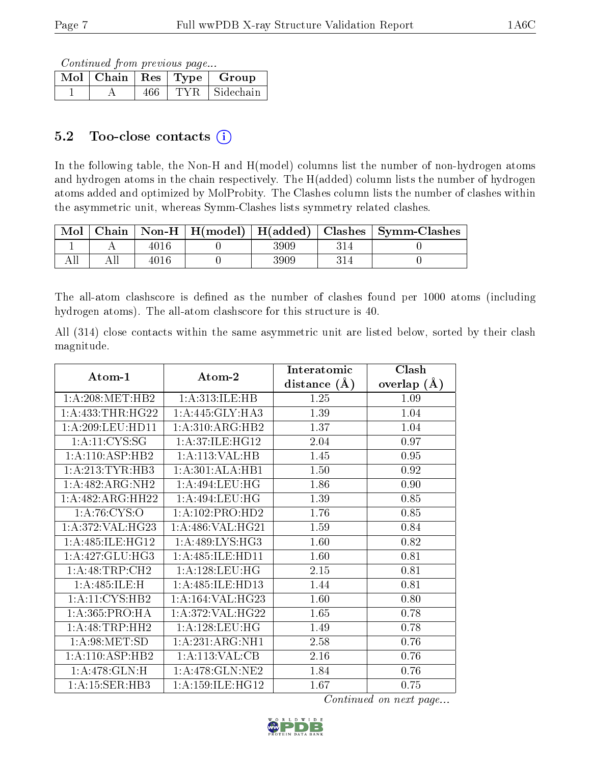*Continued from previous page...*

| Mol | Chain | Res | Type | Group |
|---|---|---|---|---|
| 1 | A | 466 | TYR | Sidechain |

## 5.2 Too-close contacts (i)

In the following table, the Non-H and H(model) columns list the number of non-hydrogen atoms and hydrogen atoms in the chain respectively. The H(added) column lists the number of hydrogen atoms added and optimized by MolProbity. The Clashes column lists the number of clashes within the asymmetric unit, whereas Symm-Clashes lists symmetry related clashes.

| Mol | Chain | Non-H | H(model) | H(added) | Clashes | Symm-Clashes |
|---|---|---|---|---|---|---|
| 1 | A | 4016 | 0 | 3909 | 314 | 0 |
| All | All | 4016 | 0 | 3909 | 314 | 0 |

The all-atom clashscore is defined as the number of clashes found per 1000 atoms (including hydrogen atoms). The all-atom clashscore for this structure is 40.

All (314) close contacts within the same asymmetric unit are listed below, sorted by their clash magnitude.

| Atom-1 | Atom-2 | Interatomic distance (Å) | Clash overlap (Å) |
|---|---|---|---|
| 1:A:208:MET:HB2 | 1:A:313:ILE:HB | 1.25 | 1.09 |
| 1:A:433:THR:HG22 | 1:A:445:GLY:HA3 | 1.39 | 1.04 |
| 1:A:209:LEU:HD11 | 1:A:310:ARG:HB2 | 1.37 | 1.04 |
| 1:A:11:CYS:SG | 1:A:37:ILE:HG12 | 2.04 | 0.97 |
| 1:A:110:ASP:HB2 | 1:A:113:VAL:HB | 1.45 | 0.95 |
| 1:A:213:TYR:HB3 | 1:A:301:ALA:HB1 | 1.50 | 0.92 |
| 1:A:482:ARG:NH2 | 1:A:494:LEU:HG | 1.86 | 0.90 |
| 1:A:482:ARG:HH22 | 1:A:494:LEU:HG | 1.39 | 0.85 |
| 1:A:76:CYS:O | 1:A:102:PRO:HD2 | 1.76 | 0.85 |
| 1:A:372:VAL:HG23 | 1:A:486:VAL:HG21 | 1.59 | 0.84 |
| 1:A:485:ILE:HG12 | 1:A:489:LYS:HG3 | 1.60 | 0.82 |
| 1:A:427:GLU:HG3 | 1:A:485:ILE:HD11 | 1.60 | 0.81 |
| 1:A:48:TRP:CH2 | 1:A:128:LEU:HG | 2.15 | 0.81 |
| 1:A:485:ILE:H | 1:A:485:ILE:HD13 | 1.44 | 0.81 |
| 1:A:11:CYS:HB2 | 1:A:164:VAL:HG23 | 1.60 | 0.80 |
| 1:A:365:PRO:HA | 1:A:372:VAL:HG22 | 1.65 | 0.78 |
| 1:A:48:TRP:HH2 | 1:A:128:LEU:HG | 1.49 | 0.78 |
| 1:A:98:MET:SD | 1:A:231:ARG:NH1 | 2.58 | 0.76 |
| 1:A:110:ASP:HB2 | 1:A:113:VAL:CB | 2.16 | 0.76 |
| 1:A:478:GLN:H | 1:A:478:GLN:NE2 | 1.84 | 0.76 |
| 1:A:15:SER:HB3 | 1:A:159:ILE:HG12 | 1.67 | 0.75 |

*Continued on next page...*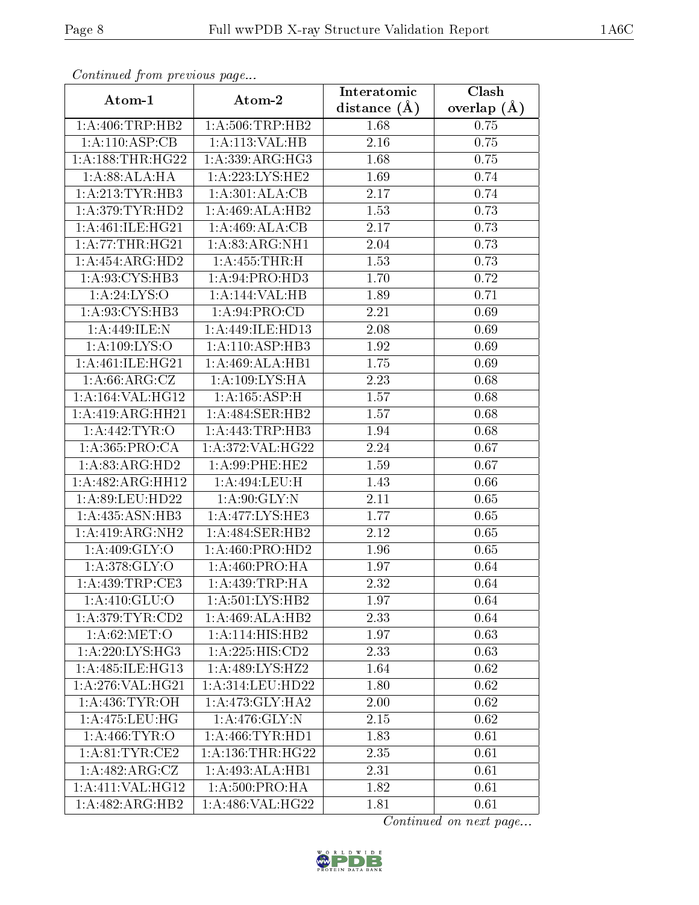*Continued from previous page...*

| Atom-1 | Atom-2 | Interatomic distance (Å) | Clash overlap (Å) |
|---|---|---|---|
| 1:A:406:TRP:HB2 | 1:A:506:TRP:HB2 | 1.68 | 0.75 |
| 1:A:110:ASP:CB | 1:A:113:VAL:HB | 2.16 | 0.75 |
| 1:A:188:THR:HG22 | 1:A:339:ARG:HG3 | 1.68 | 0.75 |
| 1:A:88:ALA:HA | 1:A:223:LYS:HE2 | 1.69 | 0.74 |
| 1:A:213:TYR:HB3 | 1:A:301:ALA:CB | 2.17 | 0.74 |
| 1:A:379:TYR:HD2 | 1:A:469:ALA:HB2 | 1.53 | 0.73 |
| 1:A:461:ILE:HG21 | 1:A:469:ALA:CB | 2.17 | 0.73 |
| 1:A:77:THR:HG21 | 1:A:83:ARG:NH1 | 2.04 | 0.73 |
| 1:A:454:ARG:HD2 | 1:A:455:THR:H | 1.53 | 0.73 |
| 1:A:93:CYS:HB3 | 1:A:94:PRO:HD3 | 1.70 | 0.72 |
| 1:A:24:LYS:O | 1:A:144:VAL:HB | 1.89 | 0.71 |
| 1:A:93:CYS:HB3 | 1:A:94:PRO:CD | 2.21 | 0.69 |
| 1:A:449:ILE:N | 1:A:449:ILE:HD13 | 2.08 | 0.69 |
| 1:A:109:LYS:O | 1:A:110:ASP:HB3 | 1.92 | 0.69 |
| 1:A:461:ILE:HG21 | 1:A:469:ALA:HB1 | 1.75 | 0.69 |
| 1:A:66:ARG:CZ | 1:A:109:LYS:HA | 2.23 | 0.68 |
| 1:A:164:VAL:HG12 | 1:A:165:ASP:H | 1.57 | 0.68 |
| 1:A:419:ARG:HH21 | 1:A:484:SER:HB2 | 1.57 | 0.68 |
| 1:A:442:TYR:O | 1:A:443:TRP:HB3 | 1.94 | 0.68 |
| 1:A:365:PRO:CA | 1:A:372:VAL:HG22 | 2.24 | 0.67 |
| 1:A:83:ARG:HD2 | 1:A:99:PHE:HE2 | 1.59 | 0.67 |
| 1:A:482:ARG:HH12 | 1:A:494:LEU:H | 1.43 | 0.66 |
| 1:A:89:LEU:HD22 | 1:A:90:GLY:N | 2.11 | 0.65 |
| 1:A:435:ASN:HB3 | 1:A:477:LYS:HE3 | 1.77 | 0.65 |
| 1:A:419:ARG:NH2 | 1:A:484:SER:HB2 | 2.12 | 0.65 |
| 1:A:409:GLY:O | 1:A:460:PRO:HD2 | 1.96 | 0.65 |
| 1:A:378:GLY:O | 1:A:460:PRO:HA | 1.97 | 0.64 |
| 1:A:439:TRP:CE3 | 1:A:439:TRP:HA | 2.32 | 0.64 |
| 1:A:410:GLU:O | 1:A:501:LYS:HB2 | 1.97 | 0.64 |
| 1:A:379:TYR:CD2 | 1:A:469:ALA:HB2 | 2.33 | 0.64 |
| 1:A:62:MET:O | 1:A:114:HIS:HB2 | 1.97 | 0.63 |
| 1:A:220:LYS:HG3 | 1:A:225:HIS:CD2 | 2.33 | 0.63 |
| 1:A:485:ILE:HG13 | 1:A:489:LYS:HZ2 | 1.64 | 0.62 |
| 1:A:276:VAL:HG21 | 1:A:314:LEU:HD22 | 1.80 | 0.62 |
| 1:A:436:TYR:OH | 1:A:473:GLY:HA2 | 2.00 | 0.62 |
| 1:A:475:LEU:HG | 1:A:476:GLY:N | 2.15 | 0.62 |
| 1:A:466:TYR:O | 1:A:466:TYR:HD1 | 1.83 | 0.61 |
| 1:A:81:TYR:CE2 | 1:A:136:THR:HG22 | 2.35 | 0.61 |
| 1:A:482:ARG:CZ | 1:A:493:ALA:HB1 | 2.31 | 0.61 |
| 1:A:411:VAL:HG12 | 1:A:500:PRO:HA | 1.82 | 0.61 |
| 1:A:482:ARG:HB2 | 1:A:486:VAL:HG22 | 1.81 | 0.61 |

*Continued on next page...*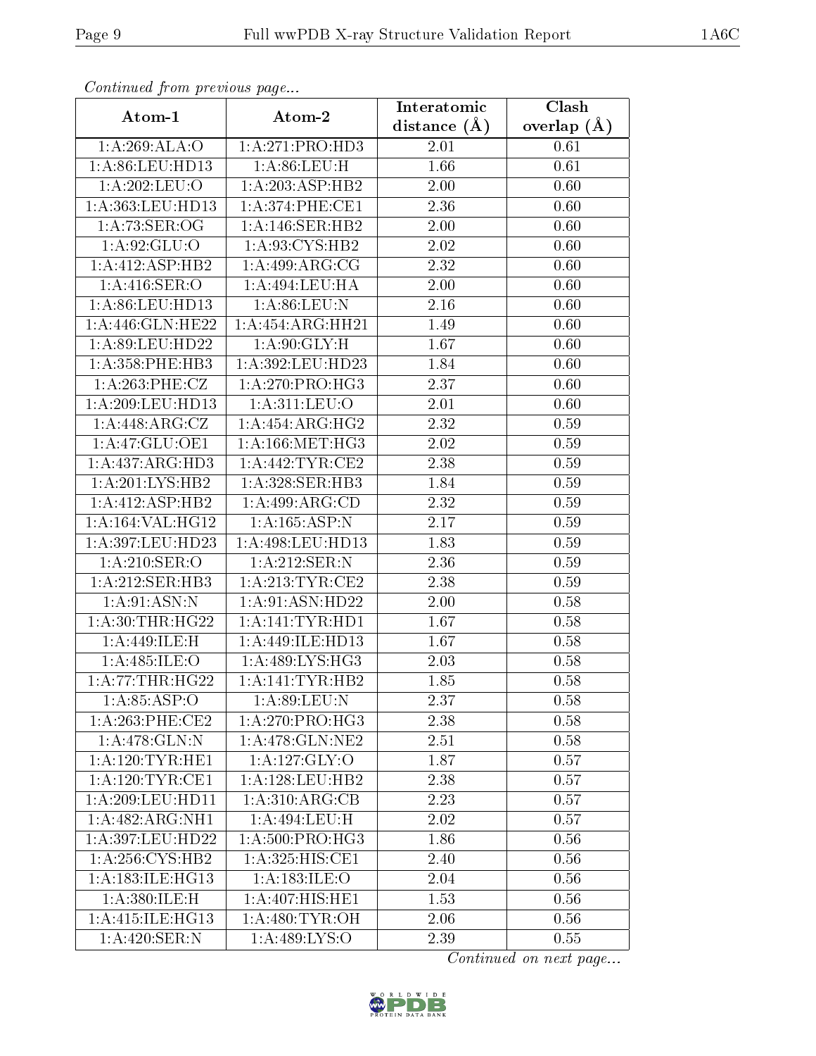*Continued from previous page...*

| Atom-1 | Atom-2 | Interatomic distance (Å) | Clash overlap (Å) |
|---|---|---|---|
| 1:A:269:ALA:O | 1:A:271:PRO:HD3 | 2.01 | 0.61 |
| 1:A:86:LEU:HD13 | 1:A:86:LEU:H | 1.66 | 0.61 |
| 1:A:202:LEU:O | 1:A:203:ASP:HB2 | 2.00 | 0.60 |
| 1:A:363:LEU:HD13 | 1:A:374:PHE:CE1 | 2.36 | 0.60 |
| 1:A:73:SER:OG | 1:A:146:SER:HB2 | 2.00 | 0.60 |
| 1:A:92:GLU:O | 1:A:93:CYS:HB2 | 2.02 | 0.60 |
| 1:A:412:ASP:HB2 | 1:A:499:ARG:CG | 2.32 | 0.60 |
| 1:A:416:SER:O | 1:A:494:LEU:HA | 2.00 | 0.60 |
| 1:A:86:LEU:HD13 | 1:A:86:LEU:N | 2.16 | 0.60 |
| 1:A:446:GLN:HE22 | 1:A:454:ARG:HH21 | 1.49 | 0.60 |
| 1:A:89:LEU:HD22 | 1:A:90:GLY:H | 1.67 | 0.60 |
| 1:A:358:PHE:HB3 | 1:A:392:LEU:HD23 | 1.84 | 0.60 |
| 1:A:263:PHE:CZ | 1:A:270:PRO:HG3 | 2.37 | 0.60 |
| 1:A:209:LEU:HD13 | 1:A:311:LEU:O | 2.01 | 0.60 |
| 1:A:448:ARG:CZ | 1:A:454:ARG:HG2 | 2.32 | 0.59 |
| 1:A:47:GLU:OE1 | 1:A:166:MET:HG3 | 2.02 | 0.59 |
| 1:A:437:ARG:HD3 | 1:A:442:TYR:CE2 | 2.38 | 0.59 |
| 1:A:201:LYS:HB2 | 1:A:328:SER:HB3 | 1.84 | 0.59 |
| 1:A:412:ASP:HB2 | 1:A:499:ARG:CD | 2.32 | 0.59 |
| 1:A:164:VAL:HG12 | 1:A:165:ASP:N | 2.17 | 0.59 |
| 1:A:397:LEU:HD23 | 1:A:498:LEU:HD13 | 1.83 | 0.59 |
| 1:A:210:SER:O | 1:A:212:SER:N | 2.36 | 0.59 |
| 1:A:212:SER:HB3 | 1:A:213:TYR:CE2 | 2.38 | 0.59 |
| 1:A:91:ASN:N | 1:A:91:ASN:HD22 | 2.00 | 0.58 |
| 1:A:30:THR:HG22 | 1:A:141:TYR:HD1 | 1.67 | 0.58 |
| 1:A:449:ILE:H | 1:A:449:ILE:HD13 | 1.67 | 0.58 |
| 1:A:485:ILE:O | 1:A:489:LYS:HG3 | 2.03 | 0.58 |
| 1:A:77:THR:HG22 | 1:A:141:TYR:HB2 | 1.85 | 0.58 |
| 1:A:85:ASP:O | 1:A:89:LEU:N | 2.37 | 0.58 |
| 1:A:263:PHE:CE2 | 1:A:270:PRO:HG3 | 2.38 | 0.58 |
| 1:A:478:GLN:N | 1:A:478:GLN:NE2 | 2.51 | 0.58 |
| 1:A:120:TYR:HE1 | 1:A:127:GLY:O | 1.87 | 0.57 |
| 1:A:120:TYR:CE1 | 1:A:128:LEU:HB2 | 2.38 | 0.57 |
| 1:A:209:LEU:HD11 | 1:A:310:ARG:CB | 2.23 | 0.57 |
| 1:A:482:ARG:NH1 | 1:A:494:LEU:H | 2.02 | 0.57 |
| 1:A:397:LEU:HD22 | 1:A:500:PRO:HG3 | 1.86 | 0.56 |
| 1:A:256:CYS:HB2 | 1:A:325:HIS:CE1 | 2.40 | 0.56 |
| 1:A:183:ILE:HG13 | 1:A:183:ILE:O | 2.04 | 0.56 |
| 1:A:380:ILE:H | 1:A:407:HIS:HE1 | 1.53 | 0.56 |
| 1:A:415:ILE:HG13 | 1:A:480:TYR:OH | 2.06 | 0.56 |
| 1:A:420:SER:N | 1:A:489:LYS:O | 2.39 | 0.55 |

*Continued on next page...*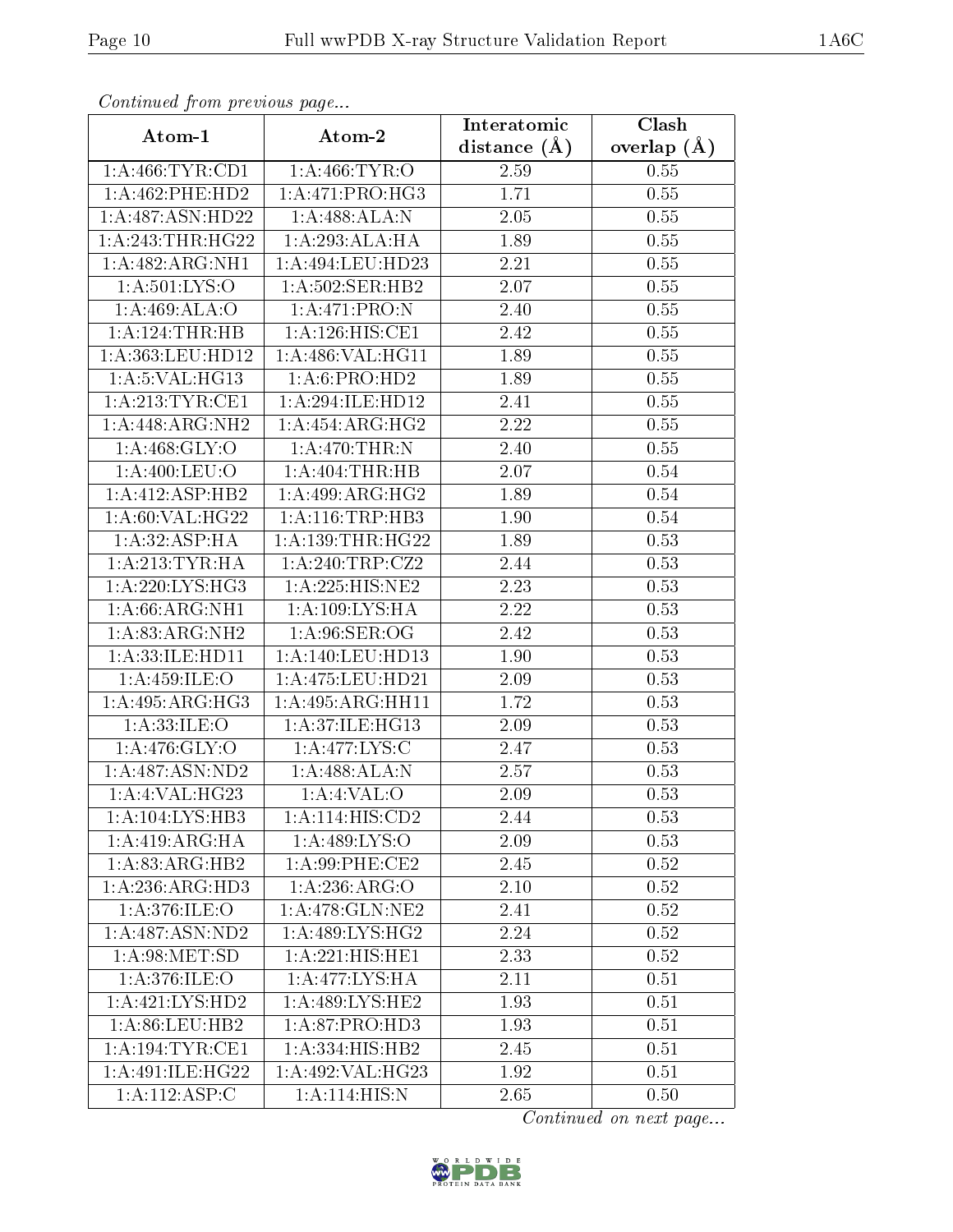*Continued from previous page...*

| Atom-1 | Atom-2 | Interatomic distance (Å) | Clash overlap (Å) |
|---|---|---|---|
| 1:A:466:TYR:CD1 | 1:A:466:TYR:O | 2.59 | 0.55 |
| 1:A:462:PHE:HD2 | 1:A:471:PRO:HG3 | 1.71 | 0.55 |
| 1:A:487:ASN:HD22 | 1:A:488:ALA:N | 2.05 | 0.55 |
| 1:A:243:THR:HG22 | 1:A:293:ALA:HA | 1.89 | 0.55 |
| 1:A:482:ARG:NH1 | 1:A:494:LEU:HD23 | 2.21 | 0.55 |
| 1:A:501:LYS:O | 1:A:502:SER:HB2 | 2.07 | 0.55 |
| 1:A:469:ALA:O | 1:A:471:PRO:N | 2.40 | 0.55 |
| 1:A:124:THR:HB | 1:A:126:HIS:CE1 | 2.42 | 0.55 |
| 1:A:363:LEU:HD12 | 1:A:486:VAL:HG11 | 1.89 | 0.55 |
| 1:A:5:VAL:HG13 | 1:A:6:PRO:HD2 | 1.89 | 0.55 |
| 1:A:213:TYR:CE1 | 1:A:294:ILE:HD12 | 2.41 | 0.55 |
| 1:A:448:ARG:NH2 | 1:A:454:ARG:HG2 | 2.22 | 0.55 |
| 1:A:468:GLY:O | 1:A:470:THR:N | 2.40 | 0.55 |
| 1:A:400:LEU:O | 1:A:404:THR:HB | 2.07 | 0.54 |
| 1:A:412:ASP:HB2 | 1:A:499:ARG:HG2 | 1.89 | 0.54 |
| 1:A:60:VAL:HG22 | 1:A:116:TRP:HB3 | 1.90 | 0.54 |
| 1:A:32:ASP:HA | 1:A:139:THR:HG22 | 1.89 | 0.53 |
| 1:A:213:TYR:HA | 1:A:240:TRP:CZ2 | 2.44 | 0.53 |
| 1:A:220:LYS:HG3 | 1:A:225:HIS:NE2 | 2.23 | 0.53 |
| 1:A:66:ARG:NH1 | 1:A:109:LYS:HA | 2.22 | 0.53 |
| 1:A:83:ARG:NH2 | 1:A:96:SER:OG | 2.42 | 0.53 |
| 1:A:33:ILE:HD11 | 1:A:140:LEU:HD13 | 1.90 | 0.53 |
| 1:A:459:ILE:O | 1:A:475:LEU:HD21 | 2.09 | 0.53 |
| 1:A:495:ARG:HG3 | 1:A:495:ARG:HH11 | 1.72 | 0.53 |
| 1:A:33:ILE:O | 1:A:37:ILE:HG13 | 2.09 | 0.53 |
| 1:A:476:GLY:O | 1:A:477:LYS:C | 2.47 | 0.53 |
| 1:A:487:ASN:ND2 | 1:A:488:ALA:N | 2.57 | 0.53 |
| 1:A:4:VAL:HG23 | 1:A:4:VAL:O | 2.09 | 0.53 |
| 1:A:104:LYS:HB3 | 1:A:114:HIS:CD2 | 2.44 | 0.53 |
| 1:A:419:ARG:HA | 1:A:489:LYS:O | 2.09 | 0.53 |
| 1:A:83:ARG:HB2 | 1:A:99:PHE:CE2 | 2.45 | 0.52 |
| 1:A:236:ARG:HD3 | 1:A:236:ARG:O | 2.10 | 0.52 |
| 1:A:376:ILE:O | 1:A:478:GLN:NE2 | 2.41 | 0.52 |
| 1:A:487:ASN:ND2 | 1:A:489:LYS:HG2 | 2.24 | 0.52 |
| 1:A:98:MET:SD | 1:A:221:HIS:HE1 | 2.33 | 0.52 |
| 1:A:376:ILE:O | 1:A:477:LYS:HA | 2.11 | 0.51 |
| 1:A:421:LYS:HD2 | 1:A:489:LYS:HE2 | 1.93 | 0.51 |
| 1:A:86:LEU:HB2 | 1:A:87:PRO:HD3 | 1.93 | 0.51 |
| 1:A:194:TYR:CE1 | 1:A:334:HIS:HB2 | 2.45 | 0.51 |
| 1:A:491:ILE:HG22 | 1:A:492:VAL:HG23 | 1.92 | 0.51 |
| 1:A:112:ASP:C | 1:A:114:HIS:N | 2.65 | 0.50 |

*Continued on next page...*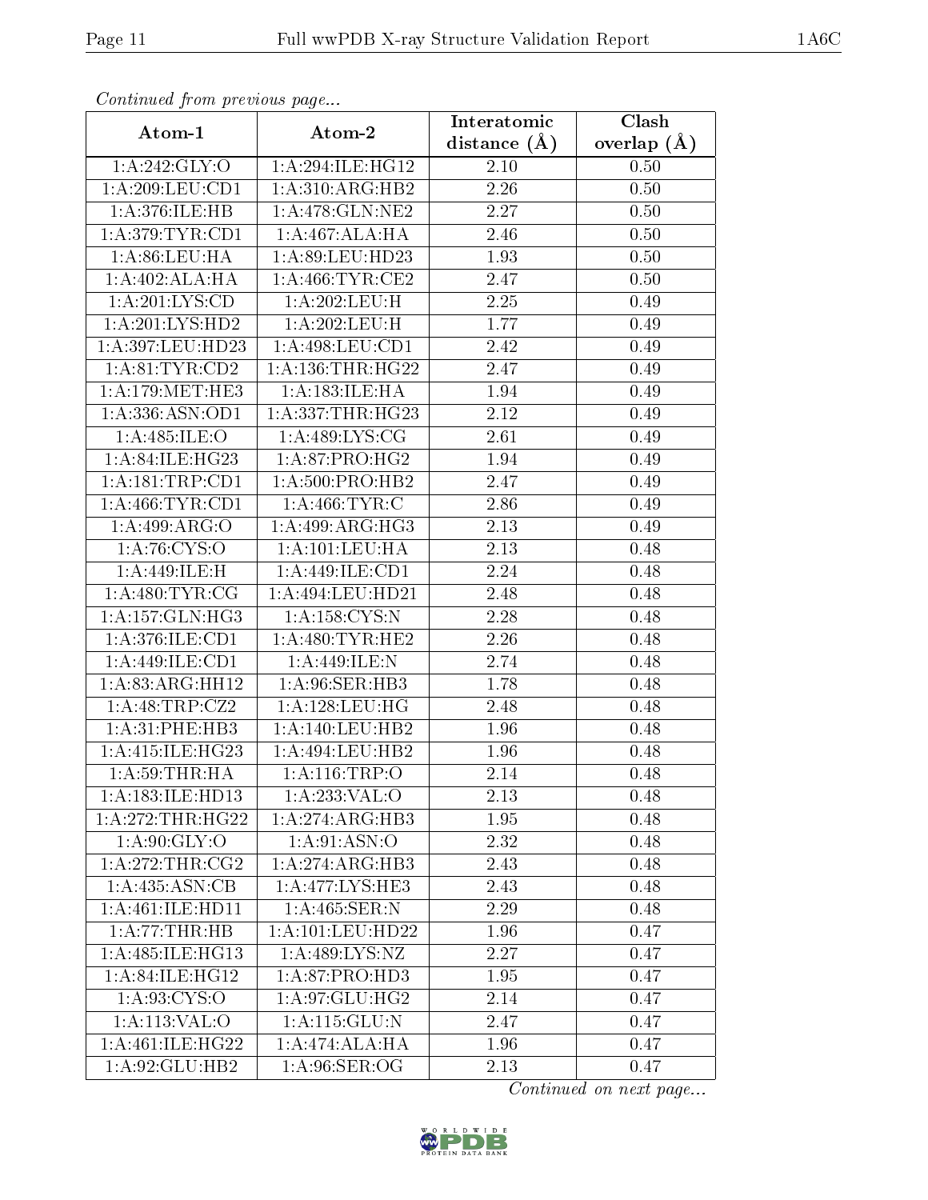*Continued from previous page...*

| Atom-1 | Atom-2 | Interatomic distance (Å) | Clash overlap (Å) |
|---|---|---|---|
| 1:A:242:GLY:O | 1:A:294:ILE:HG12 | 2.10 | 0.50 |
| 1:A:209:LEU:CD1 | 1:A:310:ARG:HB2 | 2.26 | 0.50 |
| 1:A:376:ILE:HB | 1:A:478:GLN:NE2 | 2.27 | 0.50 |
| 1:A:379:TYR:CD1 | 1:A:467:ALA:HA | 2.46 | 0.50 |
| 1:A:86:LEU:HA | 1:A:89:LEU:HD23 | 1.93 | 0.50 |
| 1:A:402:ALA:HA | 1:A:466:TYR:CE2 | 2.47 | 0.50 |
| 1:A:201:LYS:CD | 1:A:202:LEU:H | 2.25 | 0.49 |
| 1:A:201:LYS:HD2 | 1:A:202:LEU:H | 1.77 | 0.49 |
| 1:A:397:LEU:HD23 | 1:A:498:LEU:CD1 | 2.42 | 0.49 |
| 1:A:81:TYR:CD2 | 1:A:136:THR:HG22 | 2.47 | 0.49 |
| 1:A:179:MET:HE3 | 1:A:183:ILE:HA | 1.94 | 0.49 |
| 1:A:336:ASN:OD1 | 1:A:337:THR:HG23 | 2.12 | 0.49 |
| 1:A:485:ILE:O | 1:A:489:LYS:CG | 2.61 | 0.49 |
| 1:A:84:ILE:HG23 | 1:A:87:PRO:HG2 | 1.94 | 0.49 |
| 1:A:181:TRP:CD1 | 1:A:500:PRO:HB2 | 2.47 | 0.49 |
| 1:A:466:TYR:CD1 | 1:A:466:TYR:C | 2.86 | 0.49 |
| 1:A:499:ARG:O | 1:A:499:ARG:HG3 | 2.13 | 0.49 |
| 1:A:76:CYS:O | 1:A:101:LEU:HA | 2.13 | 0.48 |
| 1:A:449:ILE:H | 1:A:449:ILE:CD1 | 2.24 | 0.48 |
| 1:A:480:TYR:CG | 1:A:494:LEU:HD21 | 2.48 | 0.48 |
| 1:A:157:GLN:HG3 | 1:A:158:CYS:N | 2.28 | 0.48 |
| 1:A:376:ILE:CD1 | 1:A:480:TYR:HE2 | 2.26 | 0.48 |
| 1:A:449:ILE:CD1 | 1:A:449:ILE:N | 2.74 | 0.48 |
| 1:A:83:ARG:HH12 | 1:A:96:SER:HB3 | 1.78 | 0.48 |
| 1:A:48:TRP:CZ2 | 1:A:128:LEU:HG | 2.48 | 0.48 |
| 1:A:31:PHE:HB3 | 1:A:140:LEU:HB2 | 1.96 | 0.48 |
| 1:A:415:ILE:HG23 | 1:A:494:LEU:HB2 | 1.96 | 0.48 |
| 1:A:59:THR:HA | 1:A:116:TRP:O | 2.14 | 0.48 |
| 1:A:183:ILE:HD13 | 1:A:233:VAL:O | 2.13 | 0.48 |
| 1:A:272:THR:HG22 | 1:A:274:ARG:HB3 | 1.95 | 0.48 |
| 1:A:90:GLY:O | 1:A:91:ASN:O | 2.32 | 0.48 |
| 1:A:272:THR:CG2 | 1:A:274:ARG:HB3 | 2.43 | 0.48 |
| 1:A:435:ASN:CB | 1:A:477:LYS:HE3 | 2.43 | 0.48 |
| 1:A:461:ILE:HD11 | 1:A:465:SER:N | 2.29 | 0.48 |
| 1:A:77:THR:HB | 1:A:101:LEU:HD22 | 1.96 | 0.47 |
| 1:A:485:ILE:HG13 | 1:A:489:LYS:NZ | 2.27 | 0.47 |
| 1:A:84:ILE:HG12 | 1:A:87:PRO:HD3 | 1.95 | 0.47 |
| 1:A:93:CYS:O | 1:A:97:GLU:HG2 | 2.14 | 0.47 |
| 1:A:113:VAL:O | 1:A:115:GLU:N | 2.47 | 0.47 |
| 1:A:461:ILE:HG22 | 1:A:474:ALA:HA | 1.96 | 0.47 |
| 1:A:92:GLU:HB2 | 1:A:96:SER:OG | 2.13 | 0.47 |

*Continued on next page...*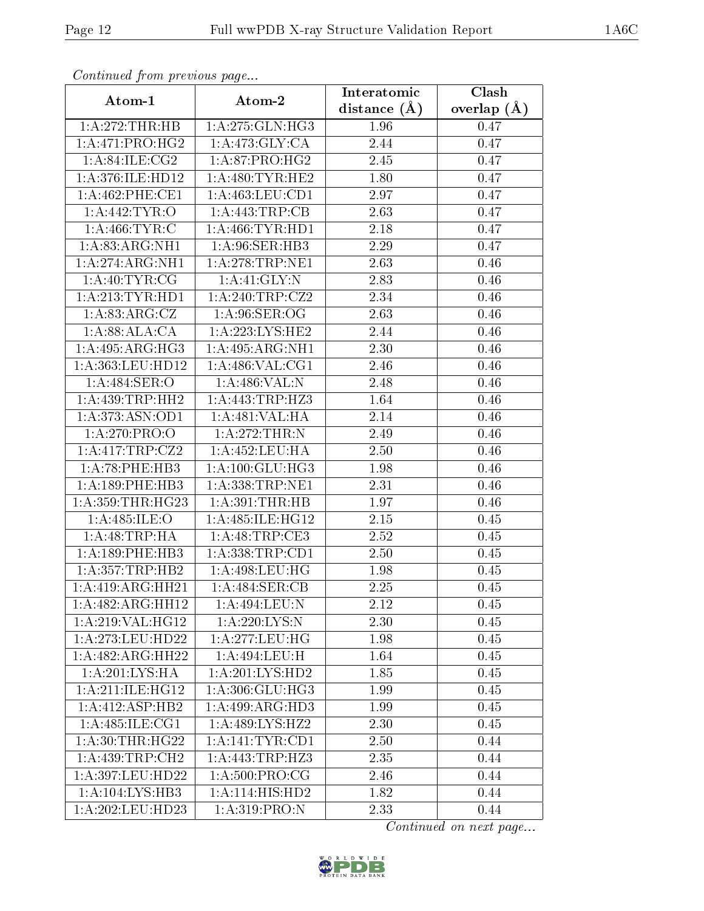*Continued from previous page...*

| Atom-1 | Atom-2 | Interatomic distance (Å) | Clash overlap (Å) |
|---|---|---|---|
| 1:A:272:THR:HB | 1:A:275:GLN:HG3 | 1.96 | 0.47 |
| 1:A:471:PRO:HG2 | 1:A:473:GLY:CA | 2.44 | 0.47 |
| 1:A:84:ILE:CG2 | 1:A:87:PRO:HG2 | 2.45 | 0.47 |
| 1:A:376:ILE:HD12 | 1:A:480:TYR:HE2 | 1.80 | 0.47 |
| 1:A:462:PHE:CE1 | 1:A:463:LEU:CD1 | 2.97 | 0.47 |
| 1:A:442:TYR:O | 1:A:443:TRP:CB | 2.63 | 0.47 |
| 1:A:466:TYR:C | 1:A:466:TYR:HD1 | 2.18 | 0.47 |
| 1:A:83:ARG:NH1 | 1:A:96:SER:HB3 | 2.29 | 0.47 |
| 1:A:274:ARG:NH1 | 1:A:278:TRP:NE1 | 2.63 | 0.46 |
| 1:A:40:TYR:CG | 1:A:41:GLY:N | 2.83 | 0.46 |
| 1:A:213:TYR:HD1 | 1:A:240:TRP:CZ2 | 2.34 | 0.46 |
| 1:A:83:ARG:CZ | 1:A:96:SER:OG | 2.63 | 0.46 |
| 1:A:88:ALA:CA | 1:A:223:LYS:HE2 | 2.44 | 0.46 |
| 1:A:495:ARG:HG3 | 1:A:495:ARG:NH1 | 2.30 | 0.46 |
| 1:A:363:LEU:HD12 | 1:A:486:VAL:CG1 | 2.46 | 0.46 |
| 1:A:484:SER:O | 1:A:486:VAL:N | 2.48 | 0.46 |
| 1:A:439:TRP:HH2 | 1:A:443:TRP:HZ3 | 1.64 | 0.46 |
| 1:A:373:ASN:OD1 | 1:A:481:VAL:HA | 2.14 | 0.46 |
| 1:A:270:PRO:O | 1:A:272:THR:N | 2.49 | 0.46 |
| 1:A:417:TRP:CZ2 | 1:A:452:LEU:HA | 2.50 | 0.46 |
| 1:A:78:PHE:HB3 | 1:A:100:GLU:HG3 | 1.98 | 0.46 |
| 1:A:189:PHE:HB3 | 1:A:338:TRP:NE1 | 2.31 | 0.46 |
| 1:A:359:THR:HG23 | 1:A:391:THR:HB | 1.97 | 0.46 |
| 1:A:485:ILE:O | 1:A:485:ILE:HG12 | 2.15 | 0.45 |
| 1:A:48:TRP:HA | 1:A:48:TRP:CE3 | 2.52 | 0.45 |
| 1:A:189:PHE:HB3 | 1:A:338:TRP:CD1 | 2.50 | 0.45 |
| 1:A:357:TRP:HB2 | 1:A:498:LEU:HG | 1.98 | 0.45 |
| 1:A:419:ARG:HH21 | 1:A:484:SER:CB | 2.25 | 0.45 |
| 1:A:482:ARG:HH12 | 1:A:494:LEU:N | 2.12 | 0.45 |
| 1:A:219:VAL:HG12 | 1:A:220:LYS:N | 2.30 | 0.45 |
| 1:A:273:LEU:HD22 | 1:A:277:LEU:HG | 1.98 | 0.45 |
| 1:A:482:ARG:HH22 | 1:A:494:LEU:H | 1.64 | 0.45 |
| 1:A:201:LYS:HA | 1:A:201:LYS:HD2 | 1.85 | 0.45 |
| 1:A:211:ILE:HG12 | 1:A:306:GLU:HG3 | 1.99 | 0.45 |
| 1:A:412:ASP:HB2 | 1:A:499:ARG:HD3 | 1.99 | 0.45 |
| 1:A:485:ILE:CG1 | 1:A:489:LYS:HZ2 | 2.30 | 0.45 |
| 1:A:30:THR:HG22 | 1:A:141:TYR:CD1 | 2.50 | 0.44 |
| 1:A:439:TRP:CH2 | 1:A:443:TRP:HZ3 | 2.35 | 0.44 |
| 1:A:397:LEU:HD22 | 1:A:500:PRO:CG | 2.46 | 0.44 |
| 1:A:104:LYS:HB3 | 1:A:114:HIS:HD2 | 1.82 | 0.44 |
| 1:A:202:LEU:HD23 | 1:A:319:PRO:N | 2.33 | 0.44 |

*Continued on next page...*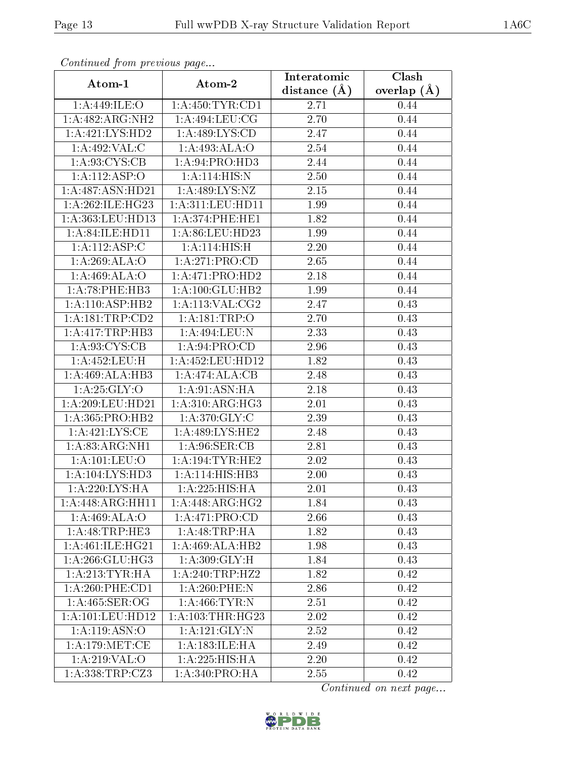*Continued from previous page...*

| Atom-1 | Atom-2 | Interatomic distance (Å) | Clash overlap (Å) |
| --- | --- | --- | --- |
| 1:A:449:ILE:O | 1:A:450:TYR:CD1 | 2.71 | 0.44 |
| 1:A:482:ARG:NH2 | 1:A:494:LEU:CG | 2.70 | 0.44 |
| 1:A:421:LYS:HD2 | 1:A:489:LYS:CD | 2.47 | 0.44 |
| 1:A:492:VAL:C | 1:A:493:ALA:O | 2.54 | 0.44 |
| 1:A:93:CYS:CB | 1:A:94:PRO:HD3 | 2.44 | 0.44 |
| 1:A:112:ASP:O | 1:A:114:HIS:N | 2.50 | 0.44 |
| 1:A:487:ASN:HD21 | 1:A:489:LYS:NZ | 2.15 | 0.44 |
| 1:A:262:ILE:HG23 | 1:A:311:LEU:HD11 | 1.99 | 0.44 |
| 1:A:363:LEU:HD13 | 1:A:374:PHE:HE1 | 1.82 | 0.44 |
| 1:A:84:ILE:HD11 | 1:A:86:LEU:HD23 | 1.99 | 0.44 |
| 1:A:112:ASP:C | 1:A:114:HIS:H | 2.20 | 0.44 |
| 1:A:269:ALA:O | 1:A:271:PRO:CD | 2.65 | 0.44 |
| 1:A:469:ALA:O | 1:A:471:PRO:HD2 | 2.18 | 0.44 |
| 1:A:78:PHE:HB3 | 1:A:100:GLU:HB2 | 1.99 | 0.44 |
| 1:A:110:ASP:HB2 | 1:A:113:VAL:CG2 | 2.47 | 0.43 |
| 1:A:181:TRP:CD2 | 1:A:181:TRP:O | 2.70 | 0.43 |
| 1:A:417:TRP:HB3 | 1:A:494:LEU:N | 2.33 | 0.43 |
| 1:A:93:CYS:CB | 1:A:94:PRO:CD | 2.96 | 0.43 |
| 1:A:452:LEU:H | 1:A:452:LEU:HD12 | 1.82 | 0.43 |
| 1:A:469:ALA:HB3 | 1:A:474:ALA:CB | 2.48 | 0.43 |
| 1:A:25:GLY:O | 1:A:91:ASN:HA | 2.18 | 0.43 |
| 1:A:209:LEU:HD21 | 1:A:310:ARG:HG3 | 2.01 | 0.43 |
| 1:A:365:PRO:HB2 | 1:A:370:GLY:C | 2.39 | 0.43 |
| 1:A:421:LYS:CE | 1:A:489:LYS:HE2 | 2.48 | 0.43 |
| 1:A:83:ARG:NH1 | 1:A:96:SER:CB | 2.81 | 0.43 |
| 1:A:101:LEU:O | 1:A:194:TYR:HE2 | 2.02 | 0.43 |
| 1:A:104:LYS:HD3 | 1:A:114:HIS:HB3 | 2.00 | 0.43 |
| 1:A:220:LYS:HA | 1:A:225:HIS:HA | 2.01 | 0.43 |
| 1:A:448:ARG:HH11 | 1:A:448:ARG:HG2 | 1.84 | 0.43 |
| 1:A:469:ALA:O | 1:A:471:PRO:CD | 2.66 | 0.43 |
| 1:A:48:TRP:HE3 | 1:A:48:TRP:HA | 1.82 | 0.43 |
| 1:A:461:ILE:HG21 | 1:A:469:ALA:HB2 | 1.98 | 0.43 |
| 1:A:266:GLU:HG3 | 1:A:309:GLY:H | 1.84 | 0.43 |
| 1:A:213:TYR:HA | 1:A:240:TRP:HZ2 | 1.82 | 0.42 |
| 1:A:260:PHE:CD1 | 1:A:260:PHE:N | 2.86 | 0.42 |
| 1:A:465:SER:OG | 1:A:466:TYR:N | 2.51 | 0.42 |
| 1:A:101:LEU:HD12 | 1:A:103:THR:HG23 | 2.02 | 0.42 |
| 1:A:119:ASN:O | 1:A:121:GLY:N | 2.52 | 0.42 |
| 1:A:179:MET:CE | 1:A:183:ILE:HA | 2.49 | 0.42 |
| 1:A:219:VAL:O | 1:A:225:HIS:HA | 2.20 | 0.42 |
| 1:A:338:TRP:CZ3 | 1:A:340:PRO:HA | 2.55 | 0.42 |

*Continued on next page...*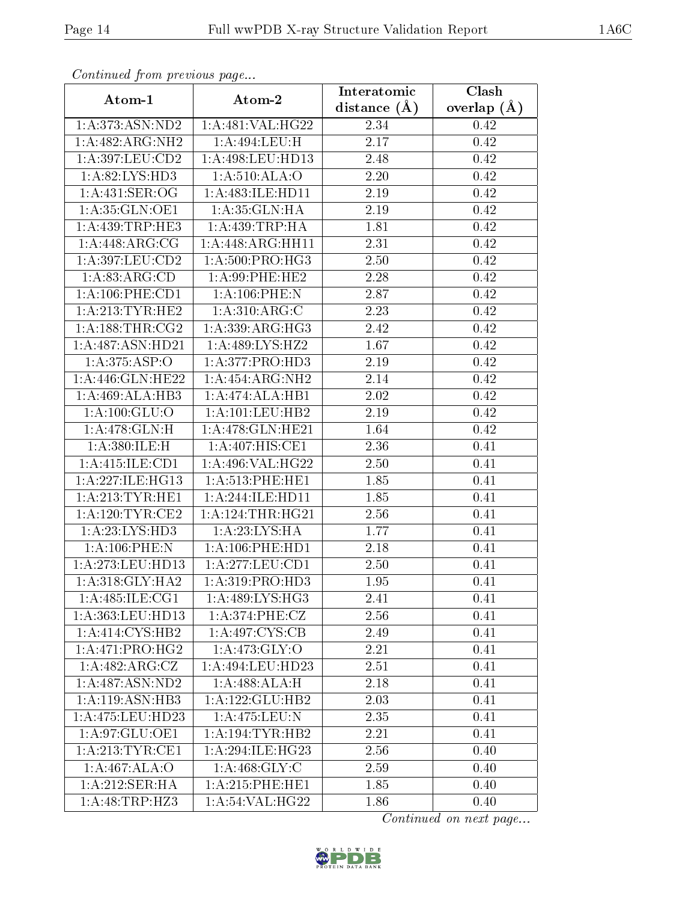*Continued from previous page...*

| Atom-1 | Atom-2 | Interatomic distance (Å) | Clash overlap (Å) |
|---|---|---|---|
| 1:A:373:ASN:ND2 | 1:A:481:VAL:HG22 | 2.34 | 0.42 |
| 1:A:482:ARG:NH2 | 1:A:494:LEU:H | 2.17 | 0.42 |
| 1:A:397:LEU:CD2 | 1:A:498:LEU:HD13 | 2.48 | 0.42 |
| 1:A:82:LYS:HD3 | 1:A:510:ALA:O | 2.20 | 0.42 |
| 1:A:431:SER:OG | 1:A:483:ILE:HD11 | 2.19 | 0.42 |
| 1:A:35:GLN:OE1 | 1:A:35:GLN:HA | 2.19 | 0.42 |
| 1:A:439:TRP:HE3 | 1:A:439:TRP:HA | 1.81 | 0.42 |
| 1:A:448:ARG:CG | 1:A:448:ARG:HH11 | 2.31 | 0.42 |
| 1:A:397:LEU:CD2 | 1:A:500:PRO:HG3 | 2.50 | 0.42 |
| 1:A:83:ARG:CD | 1:A:99:PHE:HE2 | 2.28 | 0.42 |
| 1:A:106:PHE:CD1 | 1:A:106:PHE:N | 2.87 | 0.42 |
| 1:A:213:TYR:HE2 | 1:A:310:ARG:C | 2.23 | 0.42 |
| 1:A:188:THR:CG2 | 1:A:339:ARG:HG3 | 2.42 | 0.42 |
| 1:A:487:ASN:HD21 | 1:A:489:LYS:HZ2 | 1.67 | 0.42 |
| 1:A:375:ASP:O | 1:A:377:PRO:HD3 | 2.19 | 0.42 |
| 1:A:446:GLN:HE22 | 1:A:454:ARG:NH2 | 2.14 | 0.42 |
| 1:A:469:ALA:HB3 | 1:A:474:ALA:HB1 | 2.02 | 0.42 |
| 1:A:100:GLU:O | 1:A:101:LEU:HB2 | 2.19 | 0.42 |
| 1:A:478:GLN:H | 1:A:478:GLN:HE21 | 1.64 | 0.42 |
| 1:A:380:ILE:H | 1:A:407:HIS:CE1 | 2.36 | 0.41 |
| 1:A:415:ILE:CD1 | 1:A:496:VAL:HG22 | 2.50 | 0.41 |
| 1:A:227:ILE:HG13 | 1:A:513:PHE:HE1 | 1.85 | 0.41 |
| 1:A:213:TYR:HE1 | 1:A:244:ILE:HD11 | 1.85 | 0.41 |
| 1:A:120:TYR:CE2 | 1:A:124:THR:HG21 | 2.56 | 0.41 |
| 1:A:23:LYS:HD3 | 1:A:23:LYS:HA | 1.77 | 0.41 |
| 1:A:106:PHE:N | 1:A:106:PHE:HD1 | 2.18 | 0.41 |
| 1:A:273:LEU:HD13 | 1:A:277:LEU:CD1 | 2.50 | 0.41 |
| 1:A:318:GLY:HA2 | 1:A:319:PRO:HD3 | 1.95 | 0.41 |
| 1:A:485:ILE:CG1 | 1:A:489:LYS:HG3 | 2.41 | 0.41 |
| 1:A:363:LEU:HD13 | 1:A:374:PHE:CZ | 2.56 | 0.41 |
| 1:A:414:CYS:HB2 | 1:A:497:CYS:CB | 2.49 | 0.41 |
| 1:A:471:PRO:HG2 | 1:A:473:GLY:O | 2.21 | 0.41 |
| 1:A:482:ARG:CZ | 1:A:494:LEU:HD23 | 2.51 | 0.41 |
| 1:A:487:ASN:ND2 | 1:A:488:ALA:H | 2.18 | 0.41 |
| 1:A:119:ASN:HB3 | 1:A:122:GLU:HB2 | 2.03 | 0.41 |
| 1:A:475:LEU:HD23 | 1:A:475:LEU:N | 2.35 | 0.41 |
| 1:A:97:GLU:OE1 | 1:A:194:TYR:HB2 | 2.21 | 0.41 |
| 1:A:213:TYR:CE1 | 1:A:294:ILE:HG23 | 2.56 | 0.40 |
| 1:A:467:ALA:O | 1:A:468:GLY:C | 2.59 | 0.40 |
| 1:A:212:SER:HA | 1:A:215:PHE:HE1 | 1.85 | 0.40 |
| 1:A:48:TRP:HZ3 | 1:A:54:VAL:HG22 | 1.86 | 0.40 |

*Continued on next page...*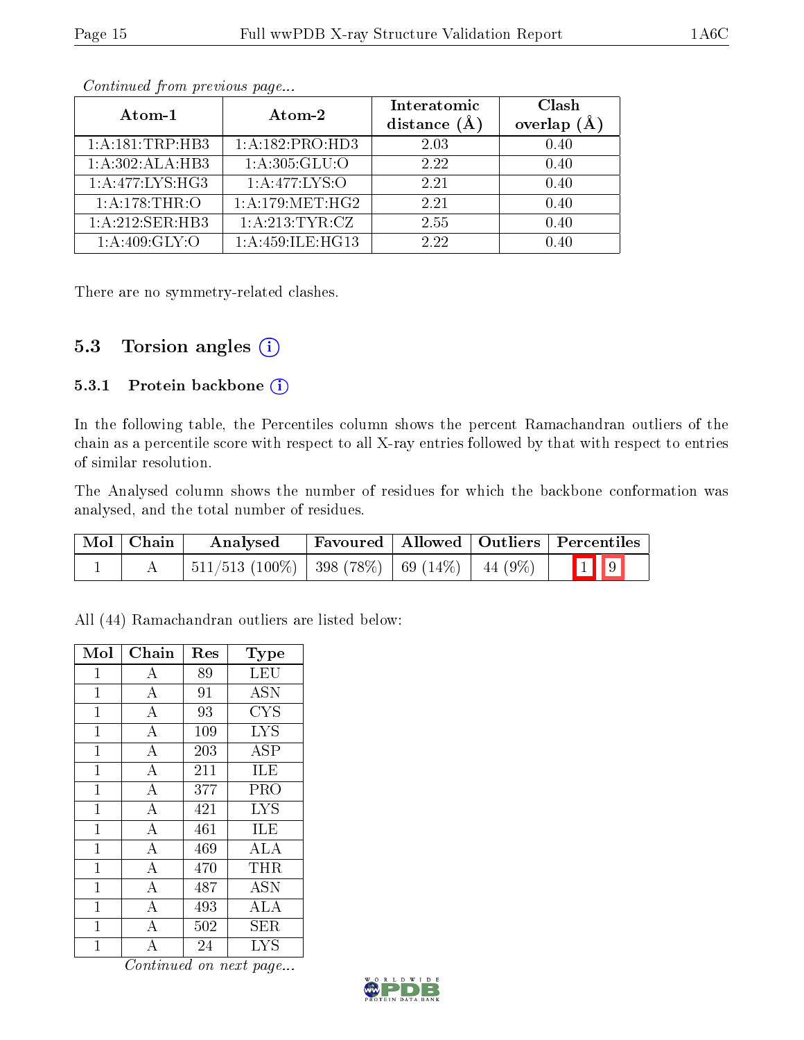*Continued from previous page...*

| Atom-1 | Atom-2 | Interatomic distance (Å) | Clash overlap (Å) |
|---|---|---|---|
| 1:A:181:TRP:HB3 | 1:A:182:PRO:HD3 | 2.03 | 0.40 |
| 1:A:302:ALA:HB3 | 1:A:305:GLU:O | 2.22 | 0.40 |
| 1:A:477:LYS:HG3 | 1:A:477:LYS:O | 2.21 | 0.40 |
| 1:A:178:THR:O | 1:A:179:MET:HG2 | 2.21 | 0.40 |
| 1:A:212:SER:HB3 | 1:A:213:TYR:CZ | 2.55 | 0.40 |
| 1:A:409:GLY:O | 1:A:459:ILE:HG13 | 2.22 | 0.40 |

There are no symmetry-related clashes.

## 5.3 Torsion angles

### 5.3.1 Protein backbone

In the following table, the Percentiles column shows the percent Ramachandran outliers of the chain as a percentile score with respect to all X-ray entries followed by that with respect to entries of similar resolution.

The Analysed column shows the number of residues for which the backbone conformation was analysed, and the total number of residues.

| Mol | Chain | Analysed | Favoured | Allowed | Outliers | Percentiles | |
|---|---|---|---|---|---|---|---|
| 1 | A | 511/513 (100%) | 398 (78%) | 69 (14%) | 44 (9%) | 1 | 9 |

All (44) Ramachandran outliers are listed below:

| Mol | Chain | Res | Type |
|---|---|---|---|
| 1 | A | 89 | LEU |
| 1 | A | 91 | ASN |
| 1 | A | 93 | CYS |
| 1 | A | 109 | LYS |
| 1 | A | 203 | ASP |
| 1 | A | 211 | ILE |
| 1 | A | 377 | PRO |
| 1 | A | 421 | LYS |
| 1 | A | 461 | ILE |
| 1 | A | 469 | ALA |
| 1 | A | 470 | THR |
| 1 | A | 487 | ASN |
| 1 | A | 493 | ALA |
| 1 | A | 502 | SER |
| 1 | A | 24 | LYS |

*Continued on next page...*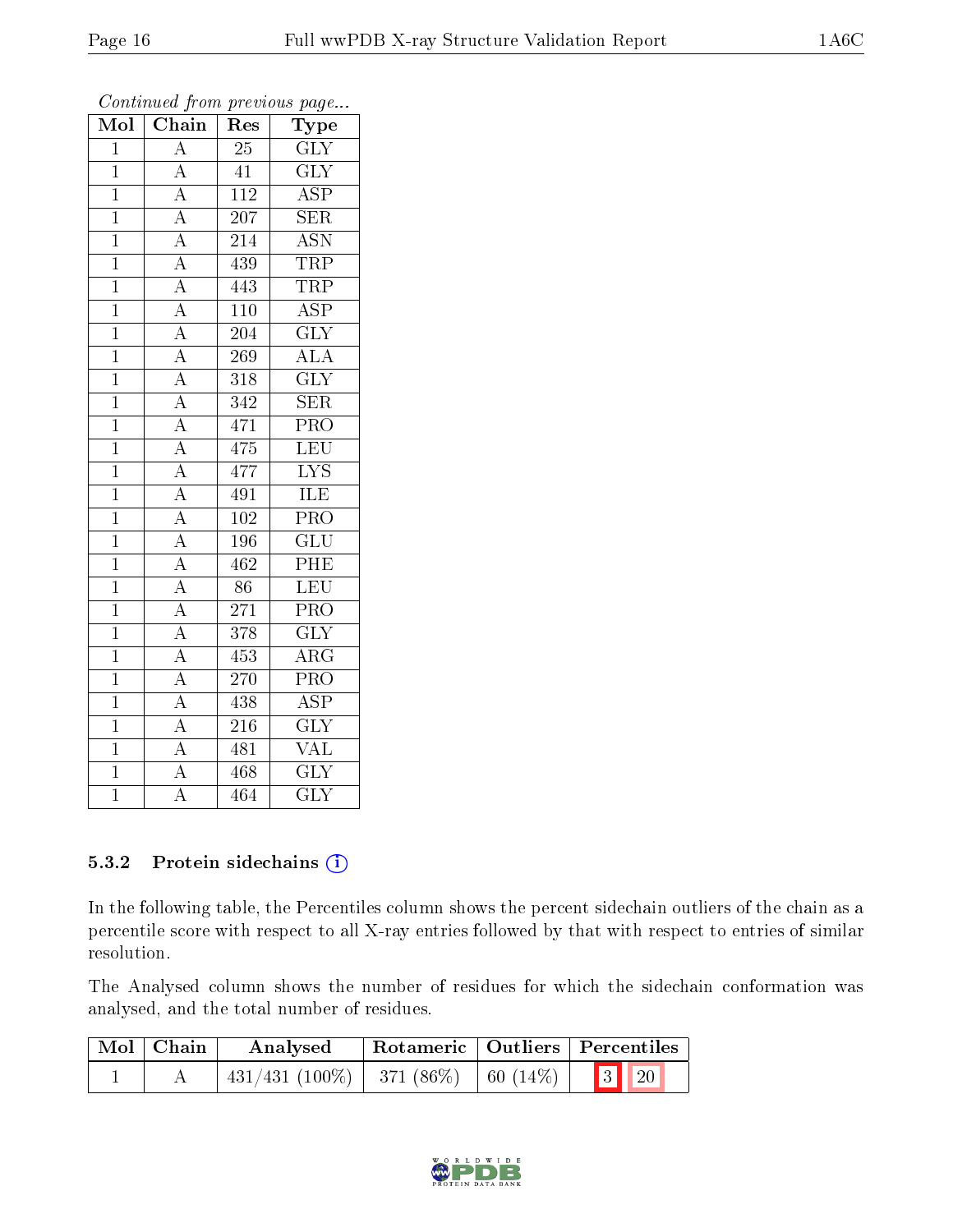*Continued from previous page...*

| Mol | Chain | Res | Type |
|---|---|---|---|
| 1 | A | 25 | GLY |
| 1 | A | 41 | GLY |
| 1 | A | 112 | ASP |
| 1 | A | 207 | SER |
| 1 | A | 214 | ASN |
| 1 | A | 439 | TRP |
| 1 | A | 443 | TRP |
| 1 | A | 110 | ASP |
| 1 | A | 204 | GLY |
| 1 | A | 269 | ALA |
| 1 | A | 318 | GLY |
| 1 | A | 342 | SER |
| 1 | A | 471 | PRO |
| 1 | A | 475 | LEU |
| 1 | A | 477 | LYS |
| 1 | A | 491 | ILE |
| 1 | A | 102 | PRO |
| 1 | A | 196 | GLU |
| 1 | A | 462 | PHE |
| 1 | A | 86 | LEU |
| 1 | A | 271 | PRO |
| 1 | A | 378 | GLY |
| 1 | A | 453 | ARG |
| 1 | A | 270 | PRO |
| 1 | A | 438 | ASP |
| 1 | A | 216 | GLY |
| 1 | A | 481 | VAL |
| 1 | A | 468 | GLY |
| 1 | A | 464 | GLY |

### 5.3.2 Protein sidechains

In the following table, the Percentiles column shows the percent sidechain outliers of the chain as a percentile score with respect to all X-ray entries followed by that with respect to entries of similar resolution.

The Analysed column shows the number of residues for which the sidechain conformation was analysed, and the total number of residues.

| Mol | Chain | Analysed | Rotameric | Outliers | Percentiles |
|---|---|---|---|---|---|
| 1 | A | 431/431 (100%) | 371 (86%) | 60 (14%) | 3 20 |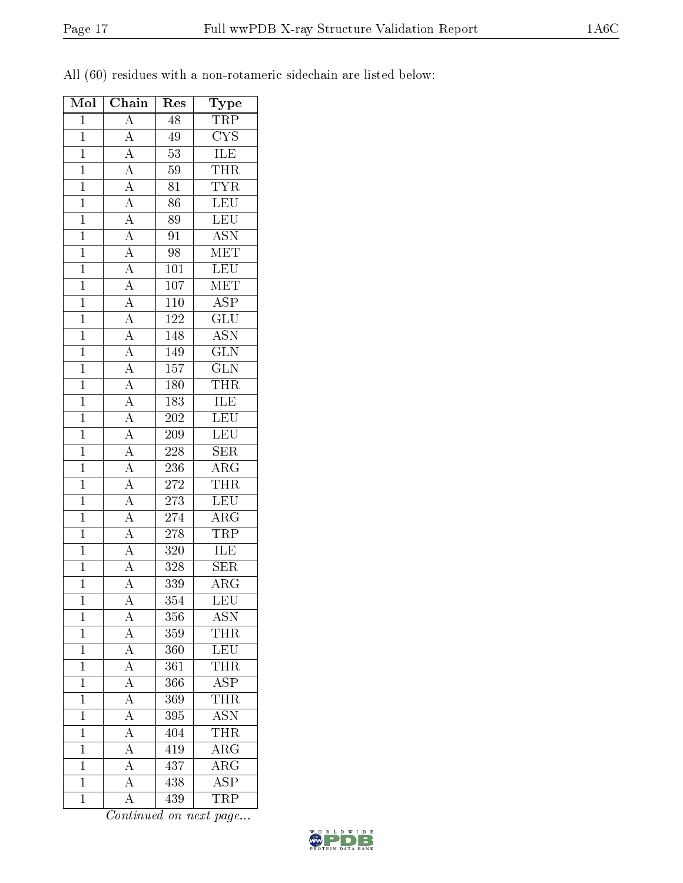All (60) residues with a non-rotameric sidechain are listed below:

| Mol | Chain | Res | Type |
|---|---|---|---|
| 1 | A | 48 | TRP |
| 1 | A | 49 | CYS |
| 1 | A | 53 | ILE |
| 1 | A | 59 | THR |
| 1 | A | 81 | TYR |
| 1 | A | 86 | LEU |
| 1 | A | 89 | LEU |
| 1 | A | 91 | ASN |
| 1 | A | 98 | MET |
| 1 | A | 101 | LEU |
| 1 | A | 107 | MET |
| 1 | A | 110 | ASP |
| 1 | A | 122 | GLU |
| 1 | A | 148 | ASN |
| 1 | A | 149 | GLN |
| 1 | A | 157 | GLN |
| 1 | A | 180 | THR |
| 1 | A | 183 | ILE |
| 1 | A | 202 | LEU |
| 1 | A | 209 | LEU |
| 1 | A | 228 | SER |
| 1 | A | 236 | ARG |
| 1 | A | 272 | THR |
| 1 | A | 273 | LEU |
| 1 | A | 274 | ARG |
| 1 | A | 278 | TRP |
| 1 | A | 320 | ILE |
| 1 | A | 328 | SER |
| 1 | A | 339 | ARG |
| 1 | A | 354 | LEU |
| 1 | A | 356 | ASN |
| 1 | A | 359 | THR |
| 1 | A | 360 | LEU |
| 1 | A | 361 | THR |
| 1 | A | 366 | ASP |
| 1 | A | 369 | THR |
| 1 | A | 395 | ASN |
| 1 | A | 404 | THR |
| 1 | A | 419 | ARG |
| 1 | A | 437 | ARG |
| 1 | A | 438 | ASP |
| 1 | A | 439 | TRP |

*Continued on next page...*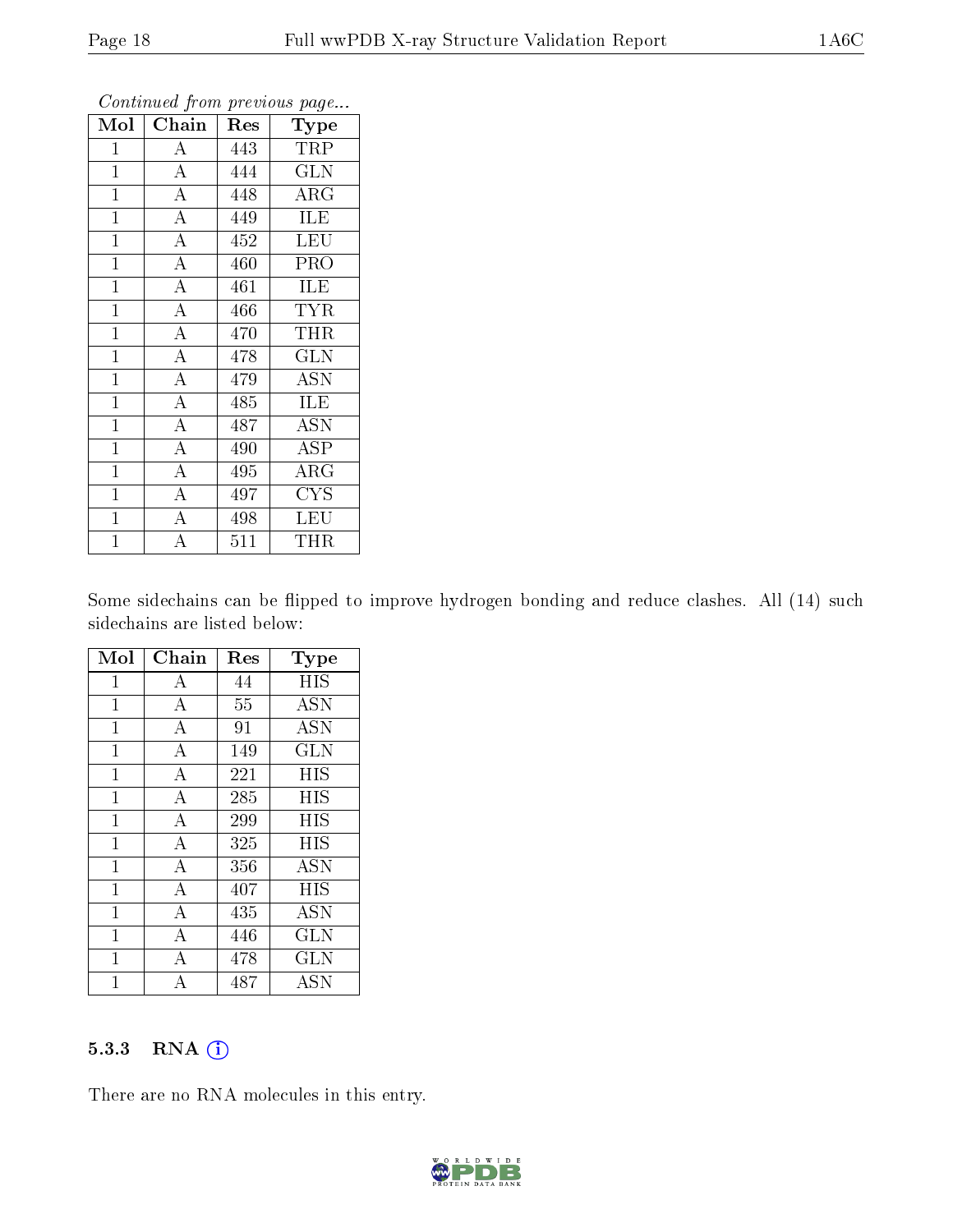*Continued from previous page...*

| Mol | Chain | Res | Type |
|---|---|---|---|
| 1 | A | 443 | TRP |
| 1 | A | 444 | GLN |
| 1 | A | 448 | ARG |
| 1 | A | 449 | ILE |
| 1 | A | 452 | LEU |
| 1 | A | 460 | PRO |
| 1 | A | 461 | ILE |
| 1 | A | 466 | TYR |
| 1 | A | 470 | THR |
| 1 | A | 478 | GLN |
| 1 | A | 479 | ASN |
| 1 | A | 485 | ILE |
| 1 | A | 487 | ASN |
| 1 | A | 490 | ASP |
| 1 | A | 495 | ARG |
| 1 | A | 497 | CYS |
| 1 | A | 498 | LEU |
| 1 | A | 511 | THR |

Some sidechains can be flipped to improve hydrogen bonding and reduce clashes. All (14) such sidechains are listed below:

| Mol | Chain | Res | Type |
|---|---|---|---|
| 1 | A | 44 | HIS |
| 1 | A | 55 | ASN |
| 1 | A | 91 | ASN |
| 1 | A | 149 | GLN |
| 1 | A | 221 | HIS |
| 1 | A | 285 | HIS |
| 1 | A | 299 | HIS |
| 1 | A | 325 | HIS |
| 1 | A | 356 | ASN |
| 1 | A | 407 | HIS |
| 1 | A | 435 | ASN |
| 1 | A | 446 | GLN |
| 1 | A | 478 | GLN |
| 1 | A | 487 | ASN |

### 5.3.3 RNA

There are no RNA molecules in this entry.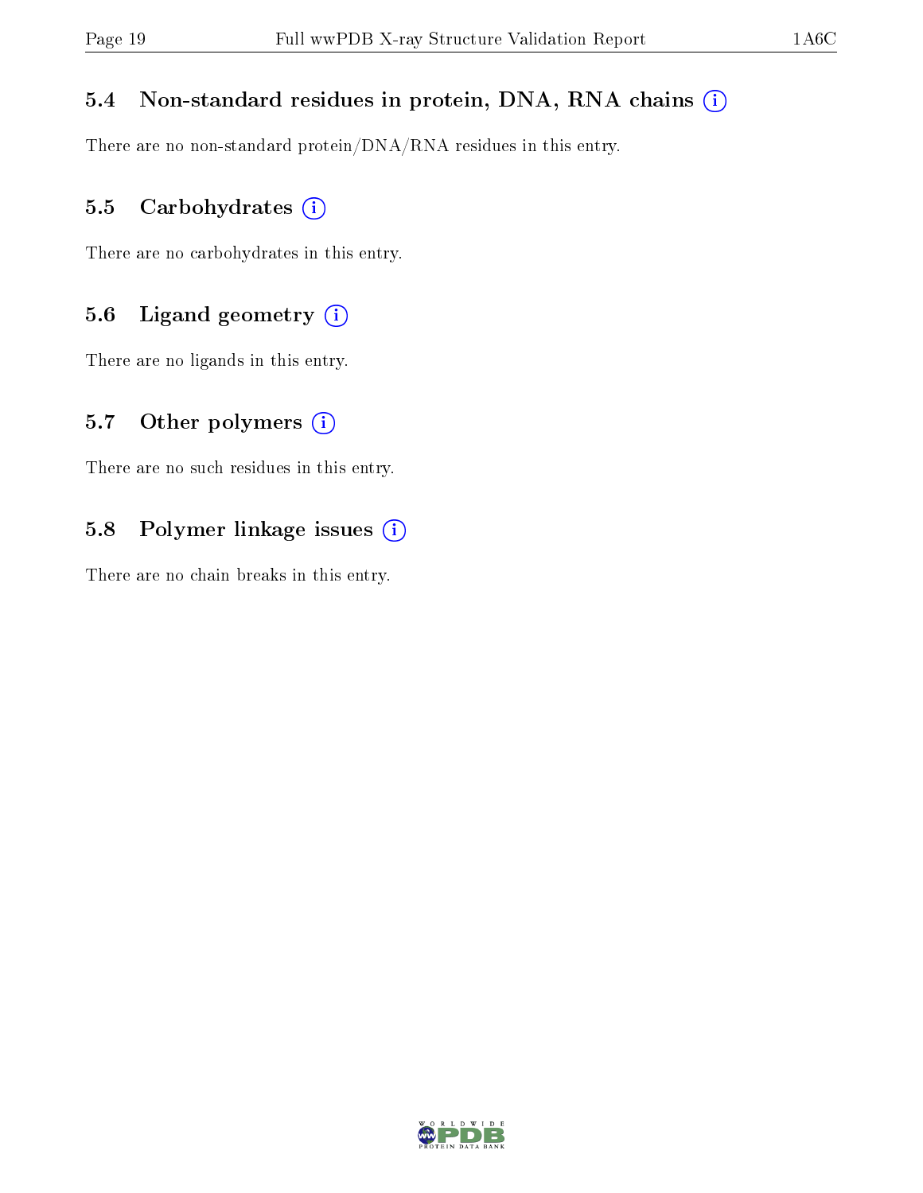### 5.4 Non-standard residues in protein, DNA, RNA chains

There are no non-standard protein/DNA/RNA residues in this entry.

### 5.5 Carbohydrates

There are no carbohydrates in this entry.

### 5.6 Ligand geometry

There are no ligands in this entry.

### 5.7 Other polymers

There are no such residues in this entry.

### 5.8 Polymer linkage issues

There are no chain breaks in this entry.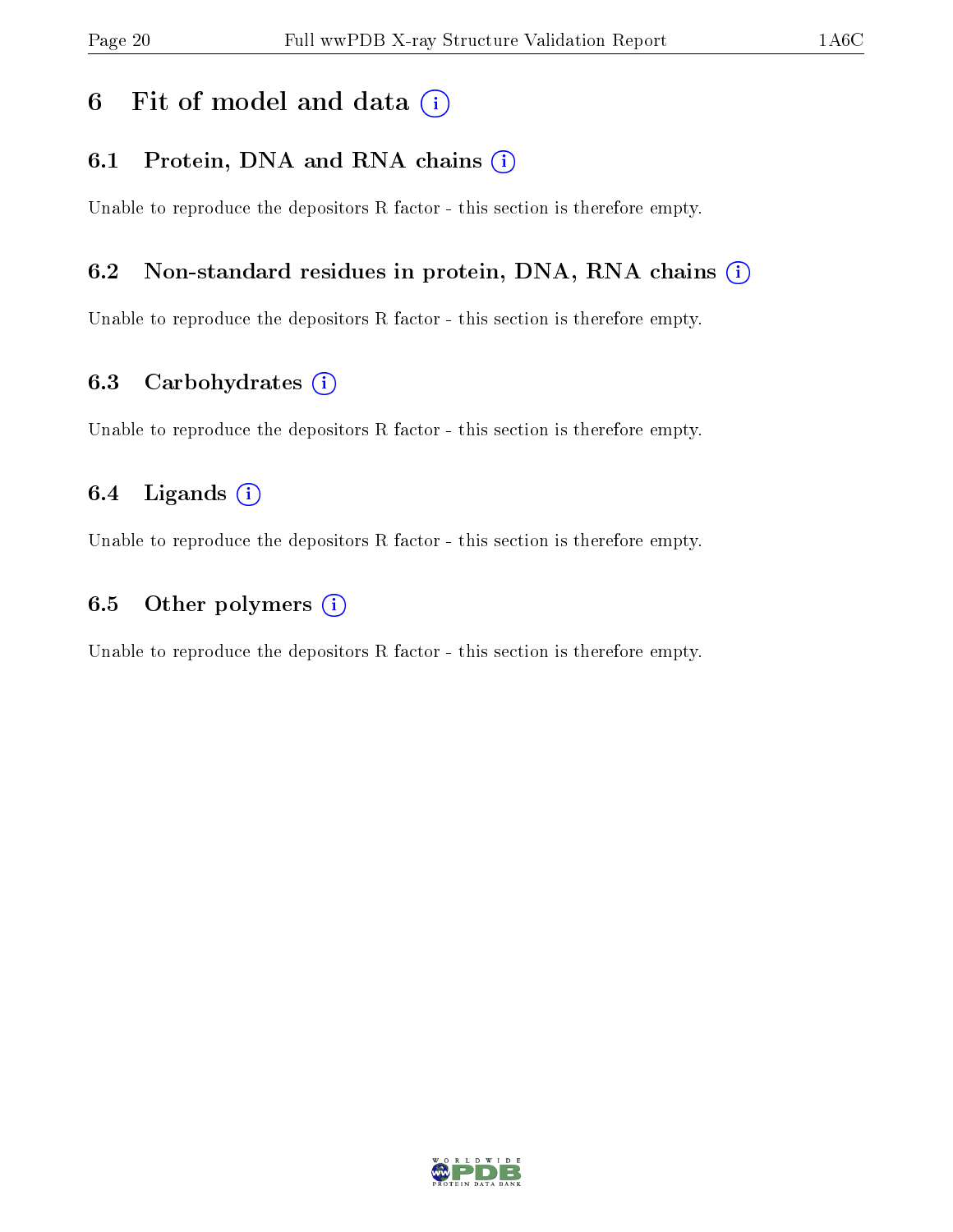# 6 Fit of model and data

## 6.1 Protein, DNA and RNA chains

Unable to reproduce the depositors R factor - this section is therefore empty.

## 6.2 Non-standard residues in protein, DNA, RNA chains

Unable to reproduce the depositors R factor - this section is therefore empty.

## 6.3 Carbohydrates

Unable to reproduce the depositors R factor - this section is therefore empty.

## 6.4 Ligands

Unable to reproduce the depositors R factor - this section is therefore empty.

## 6.5 Other polymers

Unable to reproduce the depositors R factor - this section is therefore empty.